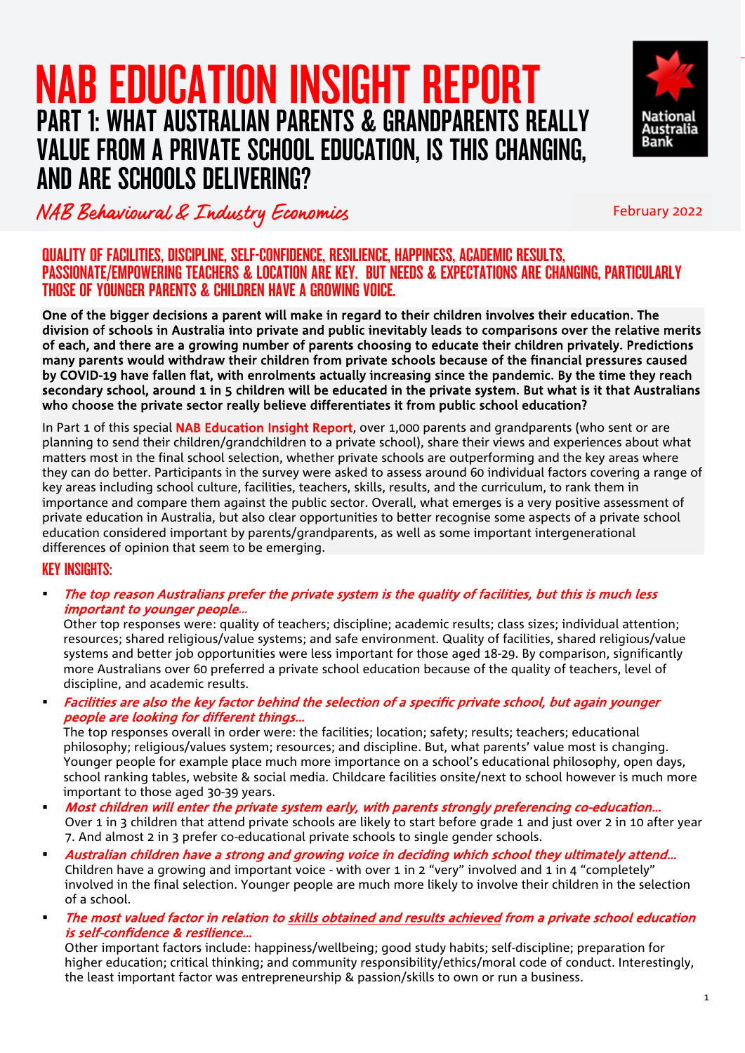# NAB EDUCATION INSIGHT REPORT

## PART 1: WHAT AUSTRALIAN PARENTS & GRANDPARENTS REALLY VALUE FROM A PRIVATE SCHOOL EDUCATION, IS THIS CHANGING, AND ARE SCHOOLS DELIVERING?

*NAB Behavioural & Industry Economics*

February 2022

### QUALITY OF FACILITIES, DISCIPLINE, SELF-CONFIDENCE, RESILIENCE, HAPPINESS, ACADEMIC RESULTS, PASSIONATE/EMPOWERING TEACHERS & LOCATION ARE KEY. BUT NEEDS & EXPECTATIONS ARE CHANGING, PARTICULARLY THOSE OF YOUNGER PARENTS & CHILDREN HAVE A GROWING VOICE.

**One of the bigger decisions a parent will make in regard to their children involves their education. The division of schools in Australia into private and public inevitably leads to comparisons over the relative merits of each, and there are a growing number of parents choosing to educate their children privately. Predictions many parents would withdraw their children from private schools because of the financial pressures caused by COVID-19 have fallen flat, with enrolments actually increasing since the pandemic. By the time they reach secondary school, around 1 in 5 children will be educated in the private system. But what is it that Australians who choose the private sector really believe differentiates it from public school education?**

In Part 1 of this special NAB Education Insight Report, over 1,000 parents and grandparents (who sent or are planning to send their children/grandchildren to a private school), share their views and experiences about what matters most in the final school selection, whether private schools are outperforming and the key areas where they can do better. Participants in the survey were asked to assess around 60 individual factors covering a range of key areas including school culture, facilities, teachers, skills, results, and the curriculum, to rank them in importance and compare them against the public sector. Overall, what emerges is a very positive assessment of private education in Australia, but also clear opportunities to better recognise some aspects of a private school education considered important by parents/grandparents, as well as some important intergenerational differences of opinion that seem to be emerging.

### KEY INSIGHTS:

- ***The top reason Australians prefer the private system is the quality of facilities, but this is much less important to younger people…***
  Other top responses were: quality of teachers; discipline; academic results; class sizes; individual attention; resources; shared religious/value systems; and safe environment. Quality of facilities, shared religious/value systems and better job opportunities were less important for those aged 18-29. By comparison, significantly more Australians over 60 preferred a private school education because of the quality of teachers, level of discipline, and academic results.
- ***Facilities are also the key factor behind the selection of a specific private school, but again younger people are looking for different things…***
  The top responses overall in order were: the facilities; location; safety; results; teachers; educational philosophy; religious/values system; resources; and discipline. But, what parents' value most is changing. Younger people for example place much more importance on a school's educational philosophy, open days, school ranking tables, website & social media. Childcare facilities onsite/next to school however is much more important to those aged 30-39 years.
- ***Most children will enter the private system early, with parents strongly preferencing co-education…***
  Over 1 in 3 children that attend private schools are likely to start before grade 1 and just over 2 in 10 after year 7. And almost 2 in 3 prefer co-educational private schools to single gender schools.
- ***Australian children have a strong and growing voice in deciding which school they ultimately attend…***
  Children have a growing and important voice - with over 1 in 2 "very" involved and 1 in 4 "completely" involved in the final selection. Younger people are much more likely to involve their children in the selection of a school.
- ***The most valued factor in relation to <u>skills obtained and results achieved</u> from a private school education is self-confidence & resilience…***
  Other important factors include: happiness/wellbeing; good study habits; self-discipline; preparation for higher education; critical thinking; and community responsibility/ethics/moral code of conduct. Interestingly, the least important factor was entrepreneurship & passion/skills to own or run a business.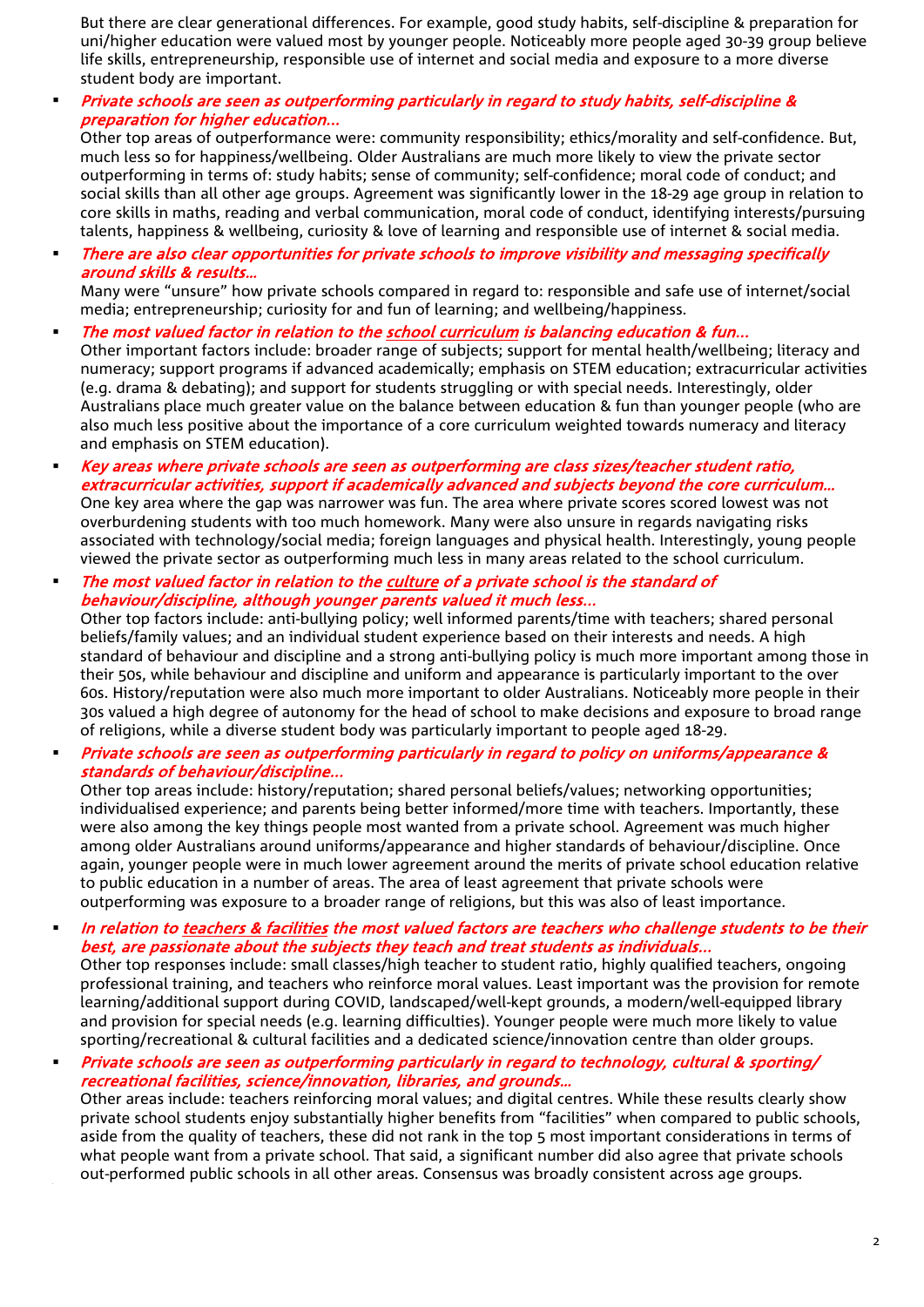But there are clear generational differences. For example, good study habits, self-discipline & preparation for uni/higher education were valued most by younger people. Noticeably more people aged 30-39 group believe life skills, entrepreneurship, responsible use of internet and social media and exposure to a more diverse student body are important.

- ***Private schools are seen as outperforming particularly in regard to study habits, self-discipline & preparation for higher education…***
  Other top areas of outperformance were: community responsibility; ethics/morality and self-confidence. But, much less so for happiness/wellbeing. Older Australians are much more likely to view the private sector outperforming in terms of: study habits; sense of community; self-confidence; moral code of conduct; and social skills than all other age groups. Agreement was significantly lower in the 18-29 age group in relation to core skills in maths, reading and verbal communication, moral code of conduct, identifying interests/pursuing talents, happiness & wellbeing, curiosity & love of learning and responsible use of internet & social media.

- ***There are also clear opportunities for private schools to improve visibility and messaging specifically around skills & results…***
  Many were "unsure" how private schools compared in regard to: responsible and safe use of internet/social media; entrepreneurship; curiosity for and fun of learning; and wellbeing/happiness.

- ***The most valued factor in relation to the school curriculum is balancing education & fun…***
  Other important factors include: broader range of subjects; support for mental health/wellbeing; literacy and numeracy; support programs if advanced academically; emphasis on STEM education; extracurricular activities (e.g. drama & debating); and support for students struggling or with special needs. Interestingly, older Australians place much greater value on the balance between education & fun than younger people (who are also much less positive about the importance of a core curriculum weighted towards numeracy and literacy and emphasis on STEM education).

- ***Key areas where private schools are seen as outperforming are class sizes/teacher student ratio, extracurricular activities, support if academically advanced and subjects beyond the core curriculum…***
  One key area where the gap was narrower was fun. The area where private scores scored lowest was not overburdening students with too much homework. Many were also unsure in regards navigating risks associated with technology/social media; foreign languages and physical health. Interestingly, young people viewed the private sector as outperforming much less in many areas related to the school curriculum.

- ***The most valued factor in relation to the culture of a private school is the standard of behaviour/discipline, although younger parents valued it much less…***
  Other top factors include: anti-bullying policy; well informed parents/time with teachers; shared personal beliefs/family values; and an individual student experience based on their interests and needs. A high standard of behaviour and discipline and a strong anti-bullying policy is much more important among those in their 50s, while behaviour and discipline and uniform and appearance is particularly important to the over 60s. History/reputation were also much more important to older Australians. Noticeably more people in their 30s valued a high degree of autonomy for the head of school to make decisions and exposure to broad range of religions, while a diverse student body was particularly important to people aged 18-29.

- ***Private schools are seen as outperforming particularly in regard to policy on uniforms/appearance & standards of behaviour/discipline…***
  Other top areas include: history/reputation; shared personal beliefs/values; networking opportunities; individualised experience; and parents being better informed/more time with teachers. Importantly, these were also among the key things people most wanted from a private school. Agreement was much higher among older Australians around uniforms/appearance and higher standards of behaviour/discipline. Once again, younger people were in much lower agreement around the merits of private school education relative to public education in a number of areas. The area of least agreement that private schools were outperforming was exposure to a broader range of religions, but this was also of least importance.

- ***In relation to teachers & facilities the most valued factors are teachers who challenge students to be their best, are passionate about the subjects they teach and treat students as individuals…***
  Other top responses include: small classes/high teacher to student ratio, highly qualified teachers, ongoing professional training, and teachers who reinforce moral values. Least important was the provision for remote learning/additional support during COVID, landscaped/well-kept grounds, a modern/well-equipped library and provision for special needs (e.g. learning difficulties). Younger people were much more likely to value sporting/recreational & cultural facilities and a dedicated science/innovation centre than older groups.

- ***Private schools are seen as outperforming particularly in regard to technology, cultural & sporting/recreational facilities, science/innovation, libraries, and grounds…***
  Other areas include: teachers reinforcing moral values; and digital centres. While these results clearly show private school students enjoy substantially higher benefits from "facilities" when compared to public schools, aside from the quality of teachers, these did not rank in the top 5 most important considerations in terms of what people want from a private school. That said, a significant number did also agree that private schools out-performed public schools in all other areas. Consensus was broadly consistent across age groups.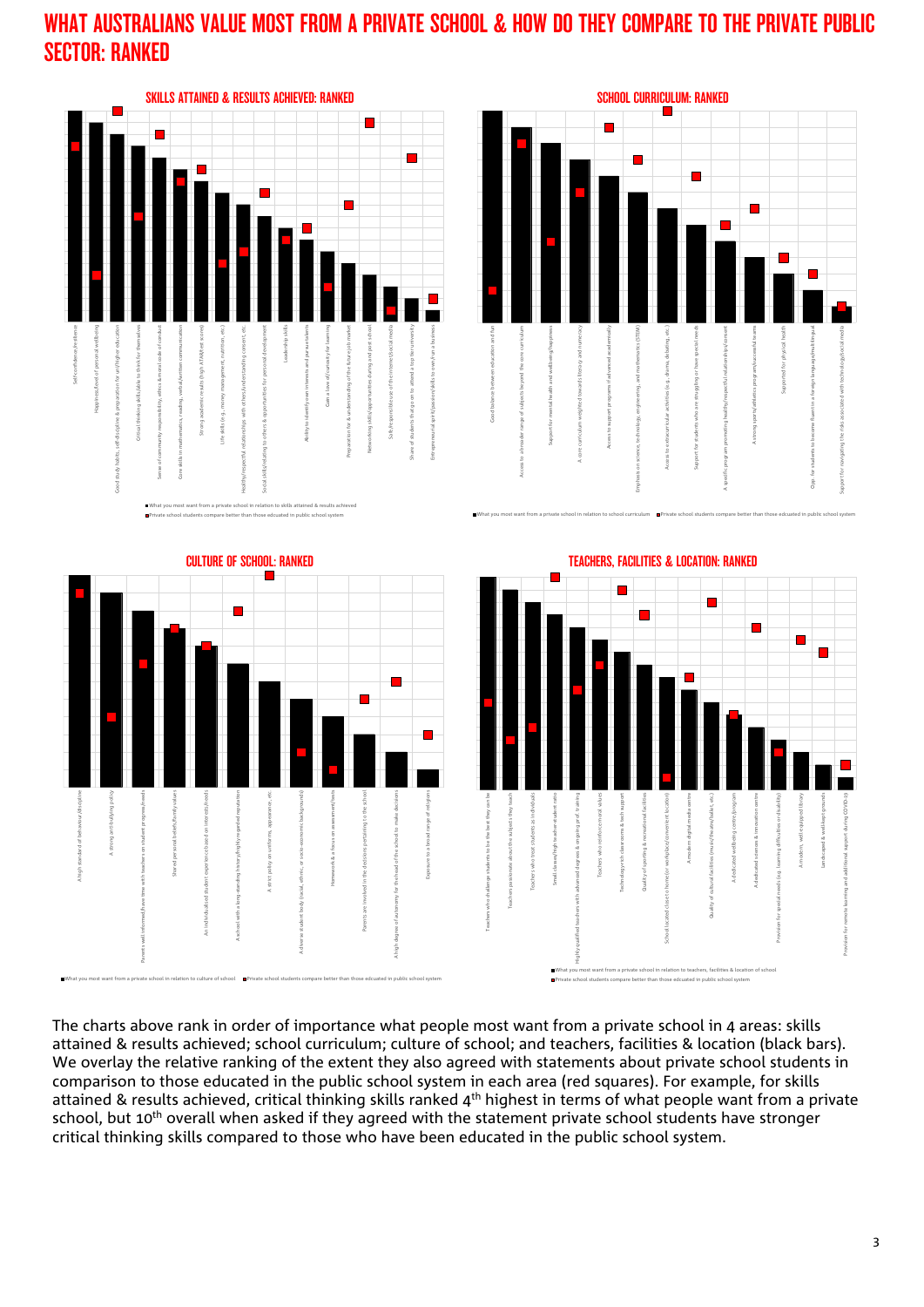# WHAT AUSTRALIANS VALUE MOST FROM A PRIVATE SCHOOL & HOW DO THEY COMPARE TO THE PRIVATE PUBLIC SECTOR: RANKED

## SKILLS ATTAINED & RESULTS ACHIEVED: RANKED

Self-confidence/resilience
Happiness/level of personal wellbeing
Good study habits, self-discipline & preparation for uni/higher education
Critical thinking skills/able to think for themselves
Sense of community responsibility, ethics & moral code of conduct
Core skills in mathematics, reading, verbal/written communication
Strong academic results (high ATAR/test scores)
Life skills (e.g., money management, nutrition, etc.)
Healthy/respectful relationships with others/understanding consent, etc
Social skills/relating to others & opportunities for personal development
Leadership skills
Ability to identify own interests and passions/talents
Gain a love of/curiosity for learning
Preparation for & understanding of the future job market
Networking skills/opportunities during and post school
Safe/responsible use of the internet/social media
Share of students that go on to attend a top tier university
Entrepreneurial spirit/passion/skills to own/run a business

■ What you most want from a private school in relation to skills attained & results achieved
■ Private school students compare better than those educated in public school system

## SCHOOL CURRICULUM: RANKED

Good balance between education and fun
Access to a broader range of subjects beyond the core curriculum
Support for mental health and wellbeing/happiness
A core curriculum weighted towards literacy and numeracy
Access to support programs if advanced academically
Emphasis on science, technology, engineering, and mathematics (STEM)
Access to extracurricular activities (e.g., drama, debating, etc.)
Support for students who are struggling or have special needs
A specific program promoting healthy/respectful relationships/consent
A strong sports/athletics program/successful teams
Support for physical health
Opp. for students to become fluent in a foreign language/multilingual
Support for navigating the risks associated with technology/social media

■ What you most want from a private school in relation to school curriculum ■ Private school students compare better than those educated in public school system

## CULTURE OF SCHOOL: RANKED

A high standard of behaviour/discipline
A strong anti-bullying policy
Parents well informed/have time with teachers on student progress/needs
Shared personal beliefs/family values
An individualised student experience based on interests/needs
A school with a long-standing history/highly regarded reputation
A strict policy on uniforms, appearance, etc
A diverse student body (racial, ethnic, or socio-economic backgrounds)
Homework & a focus on assessment/tests
Parents are involved in the decisions pertaining to the school
A high degree of autonomy for the head of the school to make decisions
Exposure to a broad range of religions

■ What you most want from a private school in relation to culture of school ■ Private school students compare better than those educated in public school system

## TEACHERS, FACILITIES & LOCATION: RANKED

Teachers who challenge students to be the best they can be
Teachers passionate about the subjects they teach
Teachers who treat students as individuals
Small classes/high teacher-student ratio
Highly qualified teachers with advanced degrees & ongoing prof. training
Teachers who reinforce moral values
Technology-rich classrooms & tech support
Quality of sporting & recreational facilities
School located close to home (or workplace)/convenient location
A modern digital media centre
Quality of cultural facilities (music/theatre/ballet, etc.)
A dedicated wellbeing centre/program
A dedicated sciences & innovation centre
Provision for special needs (e.g. learning difficulties or disability)
A modern, well-equipped library
Landscaped & well-kept grounds
Provision for remote learning and additional support during COVID-19

■ What you most want from a private school in relation to teachers, facilities & location of school
■ Private school students compare better than those educated in public school system

The charts above rank in order of importance what people most want from a private school in 4 areas: skills attained & results achieved; school curriculum; culture of school; and teachers, facilities & location (black bars). We overlay the relative ranking of the extent they also agreed with statements about private school students in comparison to those educated in the public school system in each area (red squares). For example, for skills attained & results achieved, critical thinking skills ranked 4th highest in terms of what people want from a private school, but 10th overall when asked if they agreed with the statement private school students have stronger critical thinking skills compared to those who have been educated in the public school system.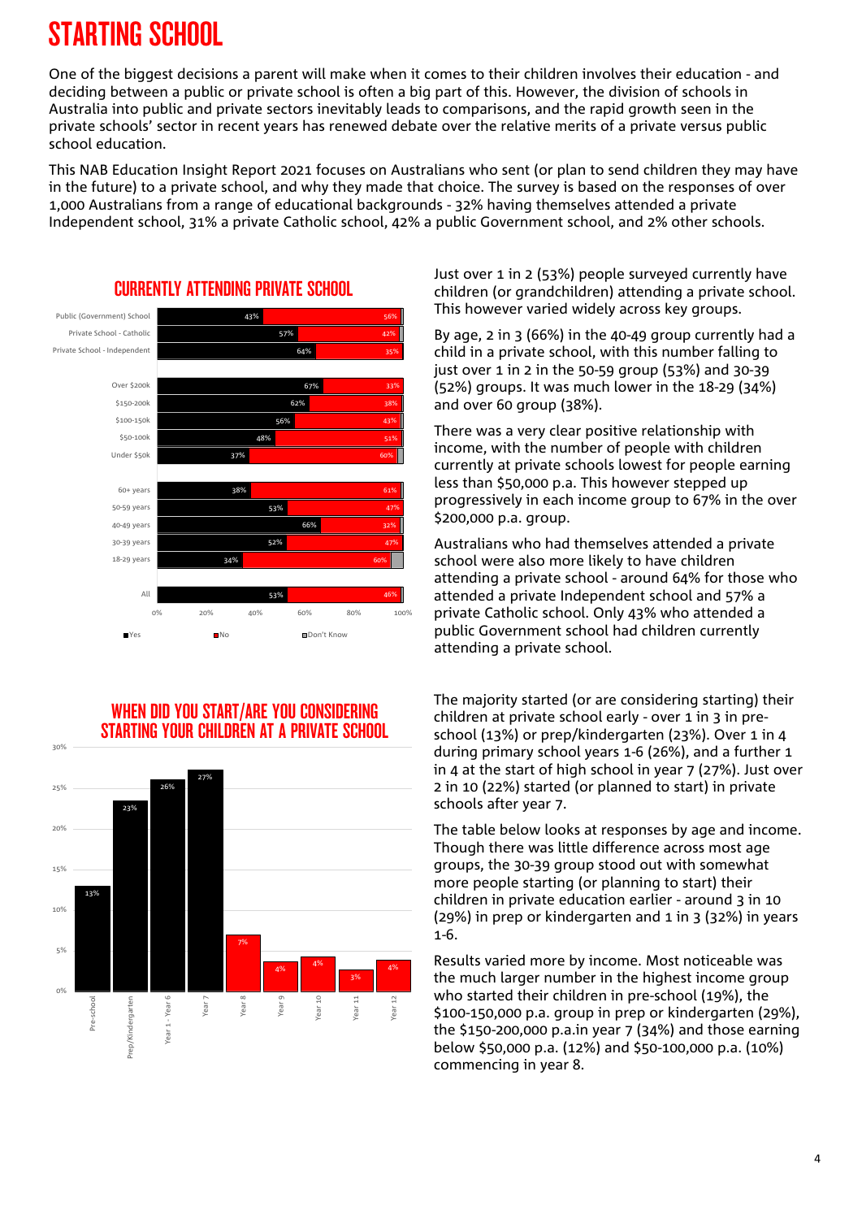# STARTING SCHOOL

One of the biggest decisions a parent will make when it comes to their children involves their education - and deciding between a public or private school is often a big part of this. However, the division of schools in Australia into public and private sectors inevitably leads to comparisons, and the rapid growth seen in the private schools' sector in recent years has renewed debate over the relative merits of a private versus public school education.

This NAB Education Insight Report 2021 focuses on Australians who sent (or plan to send children they may have in the future) to a private school, and why they made that choice. The survey is based on the responses of over 1,000 Australians from a range of educational backgrounds - 32% having themselves attended a private Independent school, 31% a private Catholic school, 42% a public Government school, and 2% other schools.

## CURRENTLY ATTENDING PRIVATE SCHOOL

| | Yes | No |
|---|---|---|
| Public (Government) School | 43% | 56% |
| Private School - Catholic | 57% | 42% |
| Private School - Independent | 64% | 35% |
| Over $200k | 67% | 33% |
| $150-200k | 62% | 38% |
| $100-150k | 56% | 43% |
| $50-100k | 48% | 51% |
| Under $50k | 37% | 60% |
| 60+ years | 38% | 61% |
| 50-59 years | 53% | 47% |
| 40-49 years | 66% | 32% |
| 30-39 years | 52% | 47% |
| 18-29 years | 34% | 60% |
| All | 53% | 46% |

Legend: Yes, No, Don't Know

Just over 1 in 2 (53%) people surveyed currently have children (or grandchildren) attending a private school. This however varied widely across key groups.

By age, 2 in 3 (66%) in the 40-49 group currently had a child in a private school, with this number falling to just over 1 in 2 in the 50-59 group (53%) and 30-39 (52%) groups. It was much lower in the 18-29 (34%) and over 60 group (38%).

There was a very clear positive relationship with income, with the number of people with children currently at private schools lowest for people earning less than $50,000 p.a. This however stepped up progressively in each income group to 67% in the over $200,000 p.a. group.

Australians who had themselves attended a private school were also more likely to have children attending a private school - around 64% for those who attended a private Independent school and 57% a private Catholic school. Only 43% who attended a public Government school had children currently attending a private school.

## WHEN DID YOU START/ARE YOU CONSIDERING STARTING YOUR CHILDREN AT A PRIVATE SCHOOL

| Pre-school | Prep/Kindergarten | Year 1 - Year 6 | Year 7 | Year 8 | Year 9 | Year 10 | Year 11 | Year 12 |
|---|---|---|---|---|---|---|---|---|
| 13% | 23% | 26% | 27% | 7% | 4% | 4% | 3% | 4% |

The majority started (or are considering starting) their children at private school early - over 1 in 3 in pre-school (13%) or prep/kindergarten (23%). Over 1 in 4 during primary school years 1-6 (26%), and a further 1 in 4 at the start of high school in year 7 (27%). Just over 2 in 10 (22%) started (or planned to start) in private schools after year 7.

The table below looks at responses by age and income. Though there was little difference across most age groups, the 30-39 group stood out with somewhat more people starting (or planning to start) their children in private education earlier - around 3 in 10 (29%) in prep or kindergarten and 1 in 3 (32%) in years 1-6.

Results varied more by income. Most noticeable was the much larger number in the highest income group who started their children in pre-school (19%), the $100-150,000 p.a. group in prep or kindergarten (29%), the $150-200,000 p.a.in year 7 (34%) and those earning below $50,000 p.a. (12%) and $50-100,000 p.a. (10%) commencing in year 8.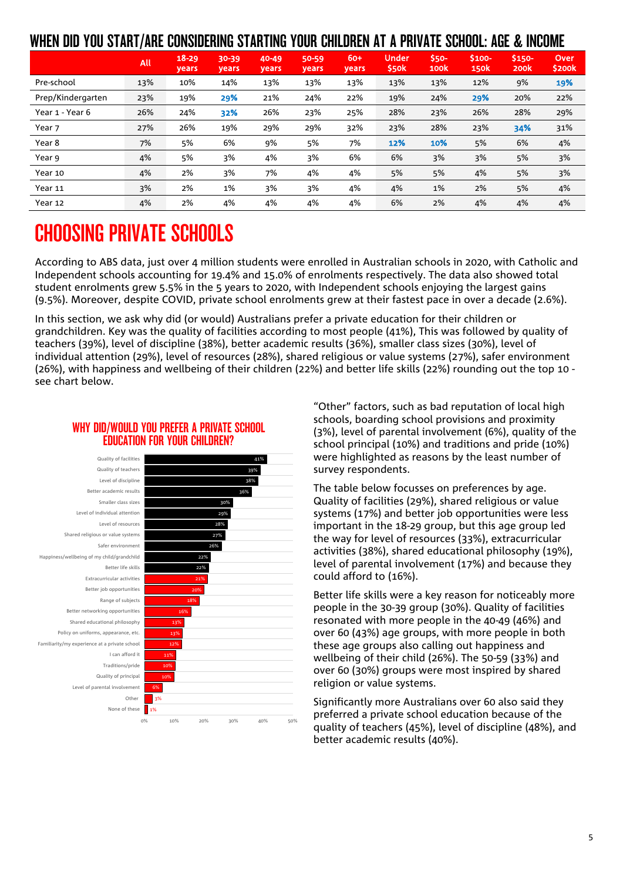## WHEN DID YOU START/ARE CONSIDERING STARTING YOUR CHILDREN AT A PRIVATE SCHOOL: AGE & INCOME

| | All | 18-29 years | 30-39 years | 40-49 years | 50-59 years | 60+ years | Under $50k | $50-100k | $100-150k | $150-200k | Over $200k |
|---|---|---|---|---|---|---|---|---|---|---|---|
| Pre-school | 13% | 10% | 14% | 13% | 13% | 13% | 13% | 13% | 12% | 9% | **19%** |
| Prep/Kindergarten | 23% | 19% | **29%** | 21% | 24% | 22% | 19% | 24% | **29%** | 20% | 22% |
| Year 1 - Year 6 | 26% | 24% | **32%** | 26% | 23% | 25% | 28% | 23% | 26% | 28% | 29% |
| Year 7 | 27% | 26% | 19% | 29% | 29% | 32% | 23% | 28% | 23% | **34%** | 31% |
| Year 8 | 7% | 5% | 6% | 9% | 5% | 7% | **12%** | **10%** | 5% | 6% | 4% |
| Year 9 | 4% | 5% | 3% | 4% | 3% | 6% | 6% | 3% | 3% | 5% | 3% |
| Year 10 | 4% | 2% | 3% | 7% | 4% | 4% | 5% | 5% | 4% | 5% | 3% |
| Year 11 | 3% | 2% | 1% | 3% | 3% | 4% | 4% | 1% | 2% | 5% | 4% |
| Year 12 | 4% | 2% | 4% | 4% | 4% | 4% | 6% | 2% | 4% | 4% | 4% |

# CHOOSING PRIVATE SCHOOLS

According to ABS data, just over 4 million students were enrolled in Australian schools in 2020, with Catholic and Independent schools accounting for 19.4% and 15.0% of enrolments respectively. The data also showed total student enrolments grew 5.5% in the 5 years to 2020, with Independent schools enjoying the largest gains (9.5%). Moreover, despite COVID, private school enrolments grew at their fastest pace in over a decade (2.6%).

In this section, we ask why did (or would) Australians prefer a private education for their children or grandchildren. Key was the quality of facilities according to most people (41%), This was followed by quality of teachers (39%), level of discipline (38%), better academic results (36%), smaller class sizes (30%), level of individual attention (29%), level of resources (28%), shared religious or value systems (27%), safer environment (26%), with happiness and wellbeing of their children (22%) and better life skills (22%) rounding out the top 10 - see chart below.

### WHY DID/WOULD YOU PREFER A PRIVATE SCHOOL EDUCATION FOR YOUR CHILDREN?

| Reason | % |
|---|---|
| Quality of facilities | 41% |
| Quality of teachers | 39% |
| Level of discipline | 38% |
| Better academic results | 36% |
| Smaller class sizes | 30% |
| Level of individual attention | 29% |
| Level of resources | 28% |
| Shared religious or value systems | 27% |
| Safer environment | 26% |
| Happiness/wellbeing of my child/grandchild | 22% |
| Better life skills | 22% |
| Extracurricular activities | 21% |
| Better job opportunities | 20% |
| Range of subjects | 18% |
| Better networking opportunities | 16% |
| Shared educational philosophy | 13% |
| Policy on uniforms, appearance, etc. | 13% |
| Familiarity/my experience at a private school | 12% |
| I can afford it | 11% |
| Traditions/pride | 10% |
| Quality of principal | 10% |
| Level of parental involvement | 6% |
| Other | 3% |
| None of these | 1% |

"Other" factors, such as bad reputation of local high schools, boarding school provisions and proximity (3%), level of parental involvement (6%), quality of the school principal (10%) and traditions and pride (10%) were highlighted as reasons by the least number of survey respondents.

The table below focusses on preferences by age. Quality of facilities (29%), shared religious or value systems (17%) and better job opportunities were less important in the 18-29 group, but this age group led the way for level of resources (33%), extracurricular activities (38%), shared educational philosophy (19%), level of parental involvement (17%) and because they could afford to (16%).

Better life skills were a key reason for noticeably more people in the 30-39 group (30%). Quality of facilities resonated with more people in the 40-49 (46%) and over 60 (43%) age groups, with more people in both these age groups also calling out happiness and wellbeing of their child (26%). The 50-59 (33%) and over 60 (30%) groups were most inspired by shared religion or value systems.

Significantly more Australians over 60 also said they preferred a private school education because of the quality of teachers (45%), level of discipline (48%), and better academic results (40%).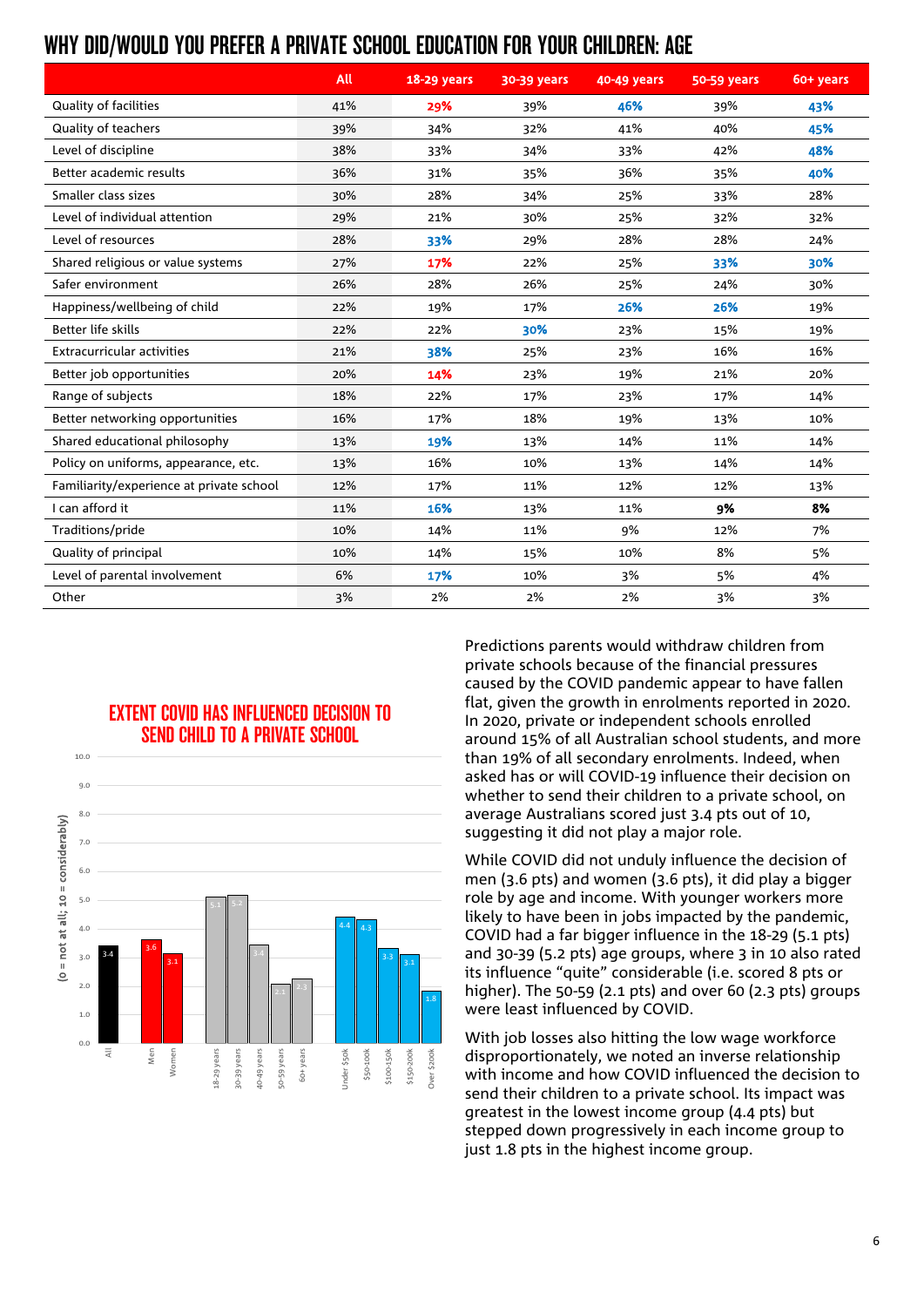## WHY DID/WOULD YOU PREFER A PRIVATE SCHOOL EDUCATION FOR YOUR CHILDREN: AGE

| | All | 18-29 years | 30-39 years | 40-49 years | 50-59 years | 60+ years |
|---|---|---|---|---|---|---|
| Quality of facilities | 41% | **29%** | 39% | **46%** | 39% | **43%** |
| Quality of teachers | 39% | 34% | 32% | 41% | 40% | **45%** |
| Level of discipline | 38% | 33% | 34% | 33% | 42% | **48%** |
| Better academic results | 36% | 31% | 35% | 36% | 35% | **40%** |
| Smaller class sizes | 30% | 28% | 34% | 25% | 33% | 28% |
| Level of individual attention | 29% | 21% | 30% | 25% | 32% | 32% |
| Level of resources | 28% | **33%** | 29% | 28% | 28% | 24% |
| Shared religious or value systems | 27% | **17%** | 22% | 25% | **33%** | **30%** |
| Safer environment | 26% | 28% | 26% | 25% | 24% | 30% |
| Happiness/wellbeing of child | 22% | 19% | 17% | **26%** | **26%** | 19% |
| Better life skills | 22% | 22% | **30%** | 23% | 15% | 19% |
| Extracurricular activities | 21% | **38%** | 25% | 23% | 16% | 16% |
| Better job opportunities | 20% | **14%** | 23% | 19% | 21% | 20% |
| Range of subjects | 18% | 22% | 17% | 23% | 17% | 14% |
| Better networking opportunities | 16% | 17% | 18% | 19% | 13% | 10% |
| Shared educational philosophy | 13% | **19%** | 13% | 14% | 11% | 14% |
| Policy on uniforms, appearance, etc. | 13% | 16% | 10% | 13% | 14% | 14% |
| Familiarity/experience at private school | 12% | 17% | 11% | 12% | 12% | 13% |
| I can afford it | 11% | **16%** | 13% | 11% | **9%** | **8%** |
| Traditions/pride | 10% | 14% | 11% | 9% | 12% | 7% |
| Quality of principal | 10% | 14% | 15% | 10% | 8% | 5% |
| Level of parental involvement | 6% | **17%** | 10% | 3% | 5% | 4% |
| Other | 3% | 2% | 2% | 2% | 3% | 3% |

### EXTENT COVID HAS INFLUENCED DECISION TO SEND CHILD TO A PRIVATE SCHOOL

(0 = not at all; 10 = considerably)

| Group | Score |
|---|---|
| All | 3.4 |
| Men | 3.6 |
| Women | 3.1 |
| 18-29 years | 5.1 |
| 30-39 years | 5.2 |
| 40-49 years | 3.4 |
| 50-59 years | 2.1 |
| 60+ years | 2.3 |
| Under $50k | 4.4 |
| $50-100k | 4.3 |
| $100-150k | 3.3 |
| $150-200k | 3.1 |
| Over $200k | 1.8 |

Predictions parents would withdraw children from private schools because of the financial pressures caused by the COVID pandemic appear to have fallen flat, given the growth in enrolments reported in 2020. In 2020, private or independent schools enrolled around 15% of all Australian school students, and more than 19% of all secondary enrolments. Indeed, when asked has or will COVID-19 influence their decision on whether to send their children to a private school, on average Australians scored just 3.4 pts out of 10, suggesting it did not play a major role.

While COVID did not unduly influence the decision of men (3.6 pts) and women (3.6 pts), it did play a bigger role by age and income. With younger workers more likely to have been in jobs impacted by the pandemic, COVID had a far bigger influence in the 18-29 (5.1 pts) and 30-39 (5.2 pts) age groups, where 3 in 10 also rated its influence "quite" considerable (i.e. scored 8 pts or higher). The 50-59 (2.1 pts) and over 60 (2.3 pts) groups were least influenced by COVID.

With job losses also hitting the low wage workforce disproportionately, we noted an inverse relationship with income and how COVID influenced the decision to send their children to a private school. Its impact was greatest in the lowest income group (4.4 pts) but stepped down progressively in each income group to just 1.8 pts in the highest income group.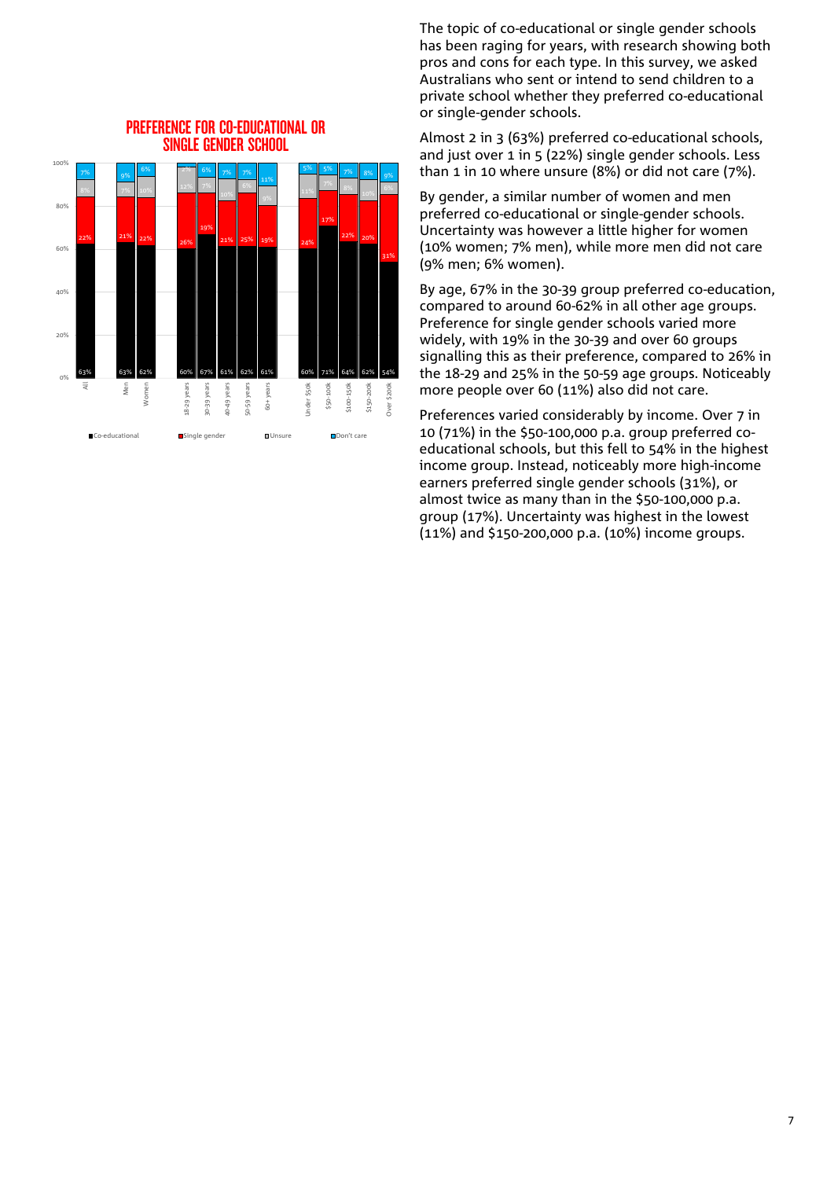## PREFERENCE FOR CO-EDUCATIONAL OR SINGLE GENDER SCHOOL

| | Co-educational | Single gender | Unsure | Don't care |
|---|---|---|---|---|
| All | 63% | 22% | 8% | 7% |
| Men | 63% | 21% | 7% | 9% |
| Women | 62% | 22% | 10% | 6% |
| 18-29 years | 60% | 26% | 12% | 2% |
| 30-39 years | 67% | 19% | 7% | 6% |
| 40-49 years | 61% | 21% | 10% | 7% |
| 50-59 years | 62% | 25% | 6% | 7% |
| 60+ years | 61% | 19% | 9% | 11% |
| Under $50k | 60% | 24% | 11% | 5% |
| $50-100k | 71% | 17% | 7% | 5% |
| $100-150k | 64% | 22% | 8% | 7% |
| $150-200k | 62% | 20% | 10% | 8% |
| Over $200k | 54% | 31% | 6% | 9% |

The topic of co-educational or single gender schools has been raging for years, with research showing both pros and cons for each type. In this survey, we asked Australians who sent or intend to send children to a private school whether they preferred co-educational or single-gender schools.

Almost 2 in 3 (63%) preferred co-educational schools, and just over 1 in 5 (22%) single gender schools. Less than 1 in 10 where unsure (8%) or did not care (7%).

By gender, a similar number of women and men preferred co-educational or single-gender schools. Uncertainty was however a little higher for women (10% women; 7% men), while more men did not care (9% men; 6% women).

By age, 67% in the 30-39 group preferred co-education, compared to around 60-62% in all other age groups. Preference for single gender schools varied more widely, with 19% in the 30-39 and over 60 groups signalling this as their preference, compared to 26% in the 18-29 and 25% in the 50-59 age groups. Noticeably more people over 60 (11%) also did not care.

Preferences varied considerably by income. Over 7 in 10 (71%) in the $50-100,000 p.a. group preferred co-educational schools, but this fell to 54% in the highest income group. Instead, noticeably more high-income earners preferred single gender schools (31%), or almost twice as many than in the $50-100,000 p.a. group (17%). Uncertainty was highest in the lowest (11%) and $150-200,000 p.a. (10%) income groups.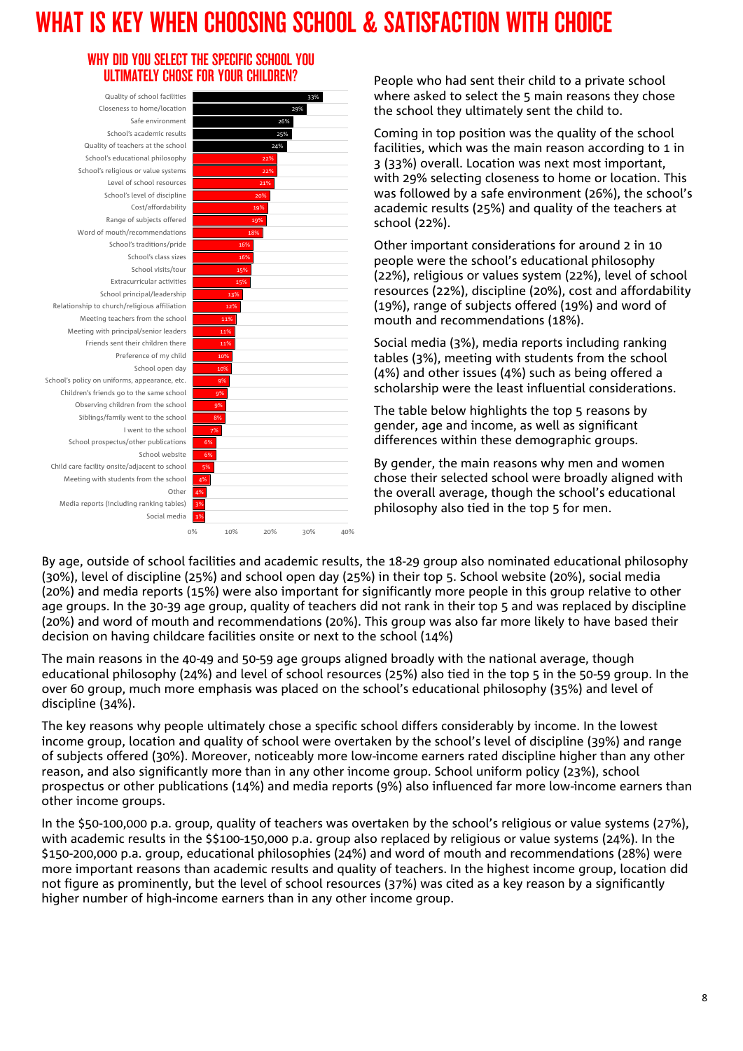# WHAT IS KEY WHEN CHOOSING SCHOOL & SATISFACTION WITH CHOICE

## WHY DID YOU SELECT THE SPECIFIC SCHOOL YOU ULTIMATELY CHOSE FOR YOUR CHILDREN?

| Reason | % |
|---|---|
| Quality of school facilities | 33% |
| Closeness to home/location | 29% |
| Safe environment | 26% |
| School's academic results | 25% |
| Quality of teachers at the school | 24% |
| School's educational philosophy | 22% |
| School's religious or value systems | 22% |
| Level of school resources | 21% |
| School's level of discipline | 20% |
| Cost/affordability | 19% |
| Range of subjects offered | 19% |
| Word of mouth/recommendations | 18% |
| School's traditions/pride | 16% |
| School's class sizes | 16% |
| School visits/tour | 15% |
| Extracurricular activities | 15% |
| School principal/leadership | 13% |
| Relationship to church/religious affiliation | 12% |
| Meeting teachers from the school | 11% |
| Meeting with principal/senior leaders | 11% |
| Friends sent their children there | 11% |
| Preference of my child | 10% |
| School open day | 10% |
| School's policy on uniforms, appearance, etc. | 9% |
| Children's friends go to the same school | 9% |
| Observing children from the school | 9% |
| Siblings/family went to the school | 8% |
| I went to the school | 7% |
| School prospectus/other publications | 6% |
| School website | 6% |
| Child care facility onsite/adjacent to school | 5% |
| Meeting with students from the school | 4% |
| Other | 4% |
| Media reports (including ranking tables) | 3% |
| Social media | 3% |

People who had sent their child to a private school where asked to select the 5 main reasons they chose the school they ultimately sent the child to.

Coming in top position was the quality of the school facilities, which was the main reason according to 1 in 3 (33%) overall. Location was next most important, with 29% selecting closeness to home or location. This was followed by a safe environment (26%), the school's academic results (25%) and quality of the teachers at school (22%).

Other important considerations for around 2 in 10 people were the school's educational philosophy (22%), religious or values system (22%), level of school resources (22%), discipline (20%), cost and affordability (19%), range of subjects offered (19%) and word of mouth and recommendations (18%).

Social media (3%), media reports including ranking tables (3%), meeting with students from the school (4%) and other issues (4%) such as being offered a scholarship were the least influential considerations.

The table below highlights the top 5 reasons by gender, age and income, as well as significant differences within these demographic groups.

By gender, the main reasons why men and women chose their selected school were broadly aligned with the overall average, though the school's educational philosophy also tied in the top 5 for men.

By age, outside of school facilities and academic results, the 18-29 group also nominated educational philosophy (30%), level of discipline (25%) and school open day (25%) in their top 5. School website (20%), social media (20%) and media reports (15%) were also important for significantly more people in this group relative to other age groups. In the 30-39 age group, quality of teachers did not rank in their top 5 and was replaced by discipline (20%) and word of mouth and recommendations (20%). This group was also far more likely to have based their decision on having childcare facilities onsite or next to the school (14%)

The main reasons in the 40-49 and 50-59 age groups aligned broadly with the national average, though educational philosophy (24%) and level of school resources (25%) also tied in the top 5 in the 50-59 group. In the over 60 group, much more emphasis was placed on the school's educational philosophy (35%) and level of discipline (34%).

The key reasons why people ultimately chose a specific school differs considerably by income. In the lowest income group, location and quality of school were overtaken by the school's level of discipline (39%) and range of subjects offered (30%). Moreover, noticeably more low-income earners rated discipline higher than any other reason, and also significantly more than in any other income group. School uniform policy (23%), school prospectus or other publications (14%) and media reports (9%) also influenced far more low-income earners than other income groups.

In the $50-100,000 p.a. group, quality of teachers was overtaken by the school's religious or value systems (27%), with academic results in the $$100-150,000 p.a. group also replaced by religious or value systems (24%). In the $150-200,000 p.a. group, educational philosophies (24%) and word of mouth and recommendations (28%) were more important reasons than academic results and quality of teachers. In the highest income group, location did not figure as prominently, but the level of school resources (37%) was cited as a key reason by a significantly higher number of high-income earners than in any other income group.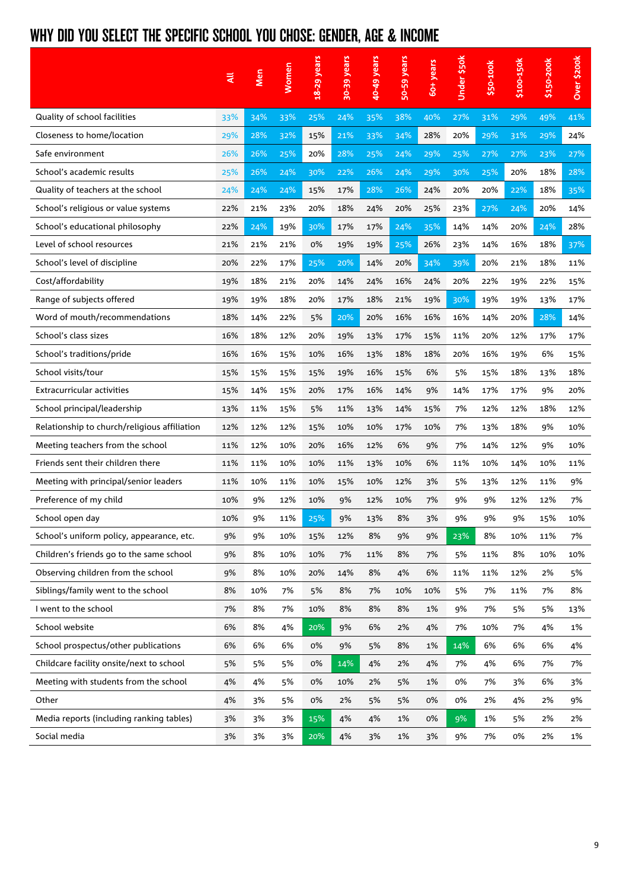# WHY DID YOU SELECT THE SPECIFIC SCHOOL YOU CHOSE: GENDER, AGE & INCOME

| | All | Men | Women | 18-29 years | 30-39 years | 40-49 years | 50-59 years | 60+ years | Under $50k | $50-100k | $100-150k | $150-200k | Over $200k |
|---|---|---|---|---|---|---|---|---|---|---|---|---|---|
| Quality of school facilities | 33% | 34% | 33% | 25% | 24% | 35% | 38% | 40% | 27% | 31% | 29% | 49% | 41% |
| Closeness to home/location | 29% | 28% | 32% | 15% | 21% | 33% | 34% | 28% | 20% | 29% | 31% | 29% | 24% |
| Safe environment | 26% | 26% | 25% | 20% | 28% | 25% | 24% | 29% | 25% | 27% | 27% | 23% | 27% |
| School's academic results | 25% | 26% | 24% | 30% | 22% | 26% | 24% | 29% | 30% | 25% | 20% | 18% | 28% |
| Quality of teachers at the school | 24% | 24% | 24% | 15% | 17% | 28% | 26% | 24% | 20% | 20% | 22% | 18% | 35% |
| School's religious or value systems | 22% | 21% | 23% | 20% | 18% | 24% | 20% | 25% | 23% | 27% | 24% | 20% | 14% |
| School's educational philosophy | 22% | 24% | 19% | 30% | 17% | 17% | 24% | 35% | 14% | 14% | 20% | 24% | 28% |
| Level of school resources | 21% | 21% | 21% | 0% | 19% | 19% | 25% | 26% | 23% | 14% | 16% | 18% | 37% |
| School's level of discipline | 20% | 22% | 17% | 25% | 20% | 14% | 20% | 34% | 39% | 20% | 21% | 18% | 11% |
| Cost/affordability | 19% | 18% | 21% | 20% | 14% | 24% | 16% | 24% | 20% | 22% | 19% | 22% | 15% |
| Range of subjects offered | 19% | 19% | 18% | 20% | 17% | 18% | 21% | 19% | 30% | 19% | 19% | 13% | 17% |
| Word of mouth/recommendations | 18% | 14% | 22% | 5% | 20% | 20% | 16% | 16% | 16% | 14% | 20% | 28% | 14% |
| School's class sizes | 16% | 18% | 12% | 20% | 19% | 13% | 17% | 15% | 11% | 20% | 12% | 17% | 17% |
| School's traditions/pride | 16% | 16% | 15% | 10% | 16% | 13% | 18% | 18% | 20% | 16% | 19% | 6% | 15% |
| School visits/tour | 15% | 15% | 15% | 15% | 19% | 16% | 15% | 6% | 5% | 15% | 18% | 13% | 18% |
| Extracurricular activities | 15% | 14% | 15% | 20% | 17% | 16% | 14% | 9% | 14% | 17% | 17% | 9% | 20% |
| School principal/leadership | 13% | 11% | 15% | 5% | 11% | 13% | 14% | 15% | 7% | 12% | 12% | 18% | 12% |
| Relationship to church/religious affiliation | 12% | 12% | 12% | 15% | 10% | 10% | 17% | 10% | 7% | 13% | 18% | 9% | 10% |
| Meeting teachers from the school | 11% | 12% | 10% | 20% | 16% | 12% | 6% | 9% | 7% | 14% | 12% | 9% | 10% |
| Friends sent their children there | 11% | 11% | 10% | 10% | 11% | 13% | 10% | 6% | 11% | 10% | 14% | 10% | 11% |
| Meeting with principal/senior leaders | 11% | 10% | 11% | 10% | 15% | 10% | 12% | 3% | 5% | 13% | 12% | 11% | 9% |
| Preference of my child | 10% | 9% | 12% | 10% | 9% | 12% | 10% | 7% | 9% | 9% | 12% | 12% | 7% |
| School open day | 10% | 9% | 11% | 25% | 9% | 13% | 8% | 3% | 9% | 9% | 9% | 15% | 10% |
| School's uniform policy, appearance, etc. | 9% | 9% | 10% | 15% | 12% | 8% | 9% | 9% | 23% | 8% | 10% | 11% | 7% |
| Children's friends go to the same school | 9% | 8% | 10% | 10% | 7% | 11% | 8% | 7% | 5% | 11% | 8% | 10% | 10% |
| Observing children from the school | 9% | 8% | 10% | 20% | 14% | 8% | 4% | 6% | 11% | 11% | 12% | 2% | 5% |
| Siblings/family went to the school | 8% | 10% | 7% | 5% | 8% | 7% | 10% | 10% | 5% | 7% | 11% | 7% | 8% |
| I went to the school | 7% | 8% | 7% | 10% | 8% | 8% | 8% | 1% | 9% | 7% | 5% | 5% | 13% |
| School website | 6% | 8% | 4% | 20% | 9% | 6% | 2% | 4% | 7% | 10% | 7% | 4% | 1% |
| School prospectus/other publications | 6% | 6% | 6% | 0% | 9% | 5% | 8% | 1% | 14% | 6% | 6% | 6% | 4% |
| Childcare facility onsite/next to school | 5% | 5% | 5% | 0% | 14% | 4% | 2% | 4% | 7% | 4% | 6% | 7% | 7% |
| Meeting with students from the school | 4% | 4% | 5% | 0% | 10% | 2% | 5% | 1% | 0% | 7% | 3% | 6% | 3% |
| Other | 4% | 3% | 5% | 0% | 2% | 5% | 5% | 0% | 0% | 2% | 4% | 2% | 9% |
| Media reports (including ranking tables) | 3% | 3% | 3% | 15% | 4% | 4% | 1% | 0% | 9% | 1% | 5% | 2% | 2% |
| Social media | 3% | 3% | 3% | 20% | 4% | 3% | 1% | 3% | 9% | 7% | 0% | 2% | 1% |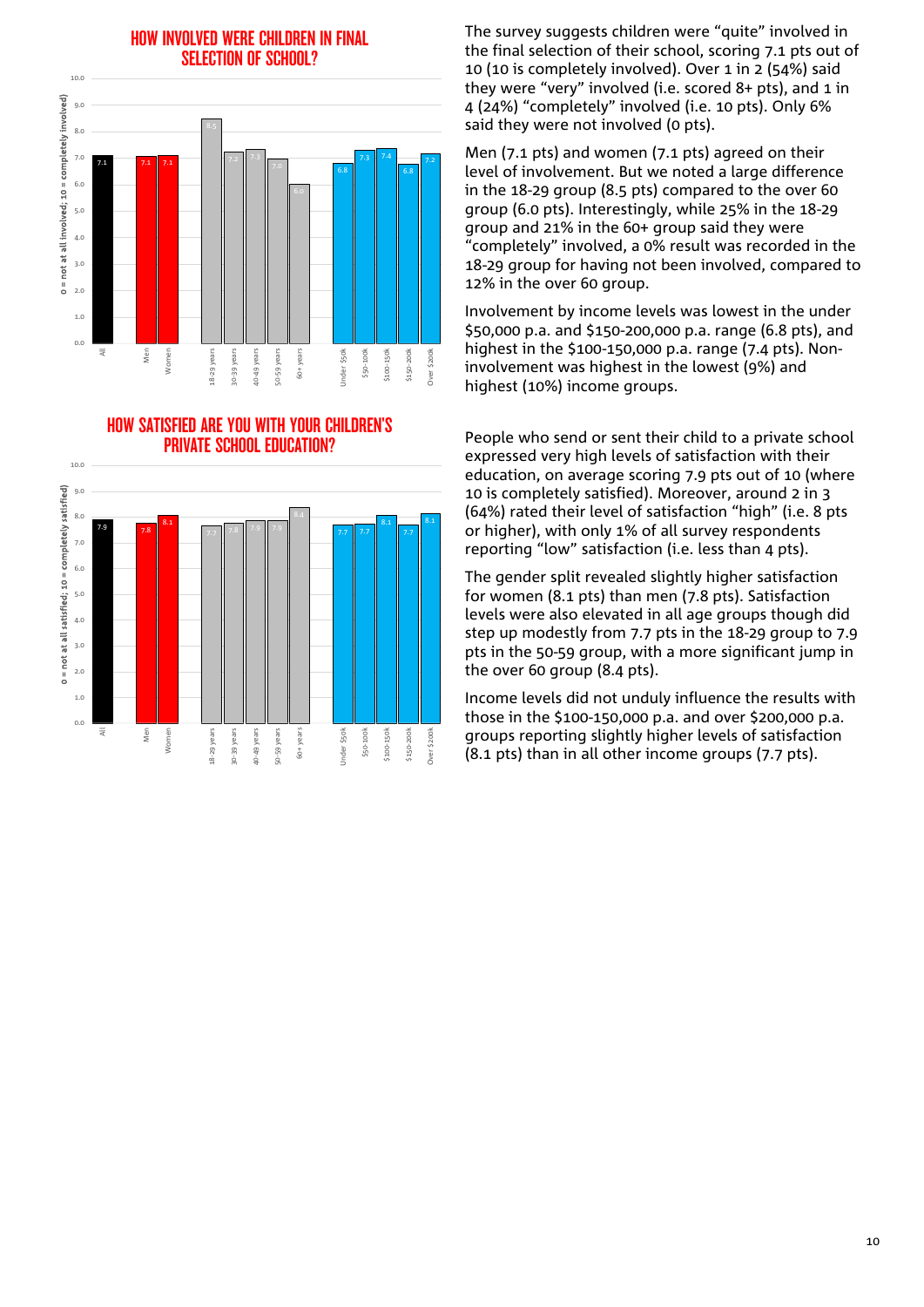## HOW INVOLVED WERE CHILDREN IN FINAL SELECTION OF SCHOOL?

| Group | Score (0 = not at all involved; 10 = completely involved) |
|---|---|
| All | 7.1 |
| Men | 7.1 |
| Women | 7.1 |
| 18-29 years | 8.5 |
| 30-39 years | 7.2 |
| 40-49 years | 7.3 |
| 50-59 years | 7.0 |
| 60+ years | 6.0 |
| Under $50k | 6.8 |
| $50-100k | 7.3 |
| $100-150k | 7.4 |
| $150-200k | 6.8 |
| Over $200k | 7.2 |

The survey suggests children were "quite" involved in the final selection of their school, scoring 7.1 pts out of 10 (10 is completely involved). Over 1 in 2 (54%) said they were "very" involved (i.e. scored 8+ pts), and 1 in 4 (24%) "completely" involved (i.e. 10 pts). Only 6% said they were not involved (0 pts).

Men (7.1 pts) and women (7.1 pts) agreed on their level of involvement. But we noted a large difference in the 18-29 group (8.5 pts) compared to the over 60 group (6.0 pts). Interestingly, while 25% in the 18-29 group and 21% in the 60+ group said they were "completely" involved, a 0% result was recorded in the 18-29 group for having not been involved, compared to 12% in the over 60 group.

Involvement by income levels was lowest in the under $50,000 p.a. and $150-200,000 p.a. range (6.8 pts), and highest in the $100-150,000 p.a. range (7.4 pts). Non-involvement was highest in the lowest (9%) and highest (10%) income groups.

## HOW SATISFIED ARE YOU WITH YOUR CHILDREN'S PRIVATE SCHOOL EDUCATION?

| Group | Score (0 = not at all satisfied; 10 = completely satisfied) |
|---|---|
| All | 7.9 |
| Men | 7.8 |
| Women | 8.1 |
| 18-29 years | 7.7 |
| 30-39 years | 7.8 |
| 40-49 years | 7.9 |
| 50-59 years | 7.9 |
| 60+ years | 8.4 |
| Under $50k | 7.7 |
| $50-100k | 7.7 |
| $100-150k | 8.1 |
| $150-200k | 7.7 |
| Over $200k | 8.1 |

People who send or sent their child to a private school expressed very high levels of satisfaction with their education, on average scoring 7.9 pts out of 10 (where 10 is completely satisfied). Moreover, around 2 in 3 (64%) rated their level of satisfaction "high" (i.e. 8 pts or higher), with only 1% of all survey respondents reporting "low" satisfaction (i.e. less than 4 pts).

The gender split revealed slightly higher satisfaction for women (8.1 pts) than men (7.8 pts). Satisfaction levels were also elevated in all age groups though did step up modestly from 7.7 pts in the 18-29 group to 7.9 pts in the 50-59 group, with a more significant jump in the over 60 group (8.4 pts).

Income levels did not unduly influence the results with those in the $100-150,000 p.a. and over $200,000 p.a. groups reporting slightly higher levels of satisfaction (8.1 pts) than in all other income groups (7.7 pts).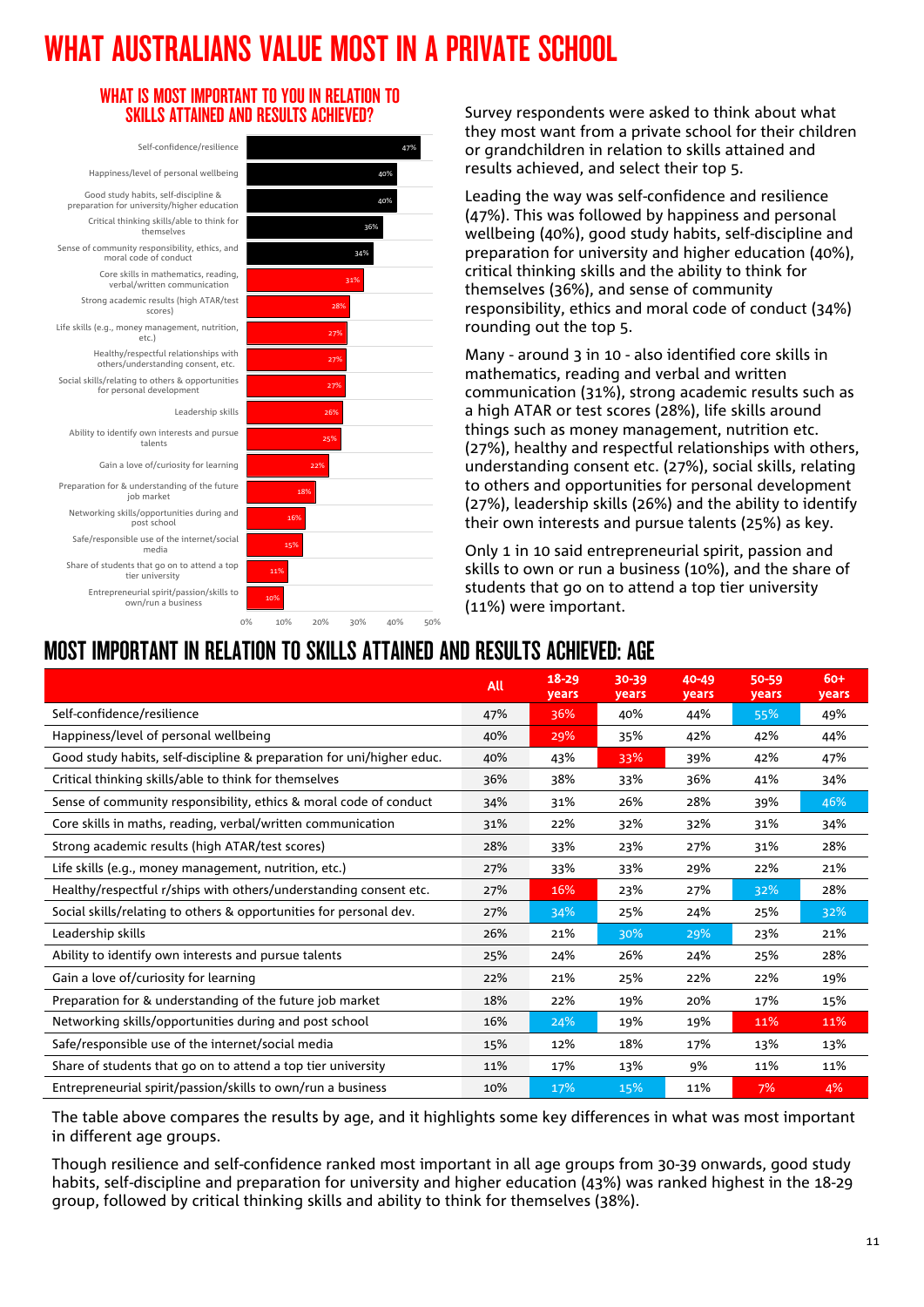# WHAT AUSTRALIANS VALUE MOST IN A PRIVATE SCHOOL

## WHAT IS MOST IMPORTANT TO YOU IN RELATION TO SKILLS ATTAINED AND RESULTS ACHIEVED?

| Item | % |
|---|---|
| Self-confidence/resilience | 47% |
| Happiness/level of personal wellbeing | 40% |
| Good study habits, self-discipline & preparation for university/higher education | 40% |
| Critical thinking skills/able to think for themselves | 36% |
| Sense of community responsibility, ethics, and moral code of conduct | 34% |
| Core skills in mathematics, reading, verbal/written communication | 31% |
| Strong academic results (high ATAR/test scores) | 28% |
| Life skills (e.g., money management, nutrition, etc.) | 27% |
| Healthy/respectful relationships with others/understanding consent, etc. | 27% |
| Social skills/relating to others & opportunities for personal development | 27% |
| Leadership skills | 26% |
| Ability to identify own interests and pursue talents | 25% |
| Gain a love of/curiosity for learning | 22% |
| Preparation for & understanding of the future job market | 18% |
| Networking skills/opportunities during and post school | 16% |
| Safe/responsible use of the internet/social media | 15% |
| Share of students that go on to attend a top tier university | 11% |
| Entrepreneurial spirit/passion/skills to own/run a business | 10% |

Survey respondents were asked to think about what they most want from a private school for their children or grandchildren in relation to skills attained and results achieved, and select their top 5.

Leading the way was self-confidence and resilience (47%). This was followed by happiness and personal wellbeing (40%), good study habits, self-discipline and preparation for university and higher education (40%), critical thinking skills and the ability to think for themselves (36%), and sense of community responsibility, ethics and moral code of conduct (34%) rounding out the top 5.

Many - around 3 in 10 - also identified core skills in mathematics, reading and verbal and written communication (31%), strong academic results such as a high ATAR or test scores (28%), life skills around things such as money management, nutrition etc. (27%), healthy and respectful relationships with others, understanding consent etc. (27%), social skills, relating to others and opportunities for personal development (27%), leadership skills (26%) and the ability to identify their own interests and pursue talents (25%) as key.

Only 1 in 10 said entrepreneurial spirit, passion and skills to own or run a business (10%), and the share of students that go on to attend a top tier university (11%) were important.

## MOST IMPORTANT IN RELATION TO SKILLS ATTAINED AND RESULTS ACHIEVED: AGE

| | All | 18-29 years | 30-39 years | 40-49 years | 50-59 years | 60+ years |
|---|---|---|---|---|---|---|
| Self-confidence/resilience | 47% | 36% | 40% | 44% | 55% | 49% |
| Happiness/level of personal wellbeing | 40% | 29% | 35% | 42% | 42% | 44% |
| Good study habits, self-discipline & preparation for uni/higher educ. | 40% | 43% | 33% | 39% | 42% | 47% |
| Critical thinking skills/able to think for themselves | 36% | 38% | 33% | 36% | 41% | 34% |
| Sense of community responsibility, ethics & moral code of conduct | 34% | 31% | 26% | 28% | 39% | 46% |
| Core skills in maths, reading, verbal/written communication | 31% | 22% | 32% | 32% | 31% | 34% |
| Strong academic results (high ATAR/test scores) | 28% | 33% | 23% | 27% | 31% | 28% |
| Life skills (e.g., money management, nutrition, etc.) | 27% | 33% | 33% | 29% | 22% | 21% |
| Healthy/respectful r/ships with others/understanding consent etc. | 27% | 16% | 23% | 27% | 32% | 28% |
| Social skills/relating to others & opportunities for personal dev. | 27% | 34% | 25% | 24% | 25% | 32% |
| Leadership skills | 26% | 21% | 30% | 29% | 23% | 21% |
| Ability to identify own interests and pursue talents | 25% | 24% | 26% | 24% | 25% | 28% |
| Gain a love of/curiosity for learning | 22% | 21% | 25% | 22% | 22% | 19% |
| Preparation for & understanding of the future job market | 18% | 22% | 19% | 20% | 17% | 15% |
| Networking skills/opportunities during and post school | 16% | 24% | 19% | 19% | 11% | 11% |
| Safe/responsible use of the internet/social media | 15% | 12% | 18% | 17% | 13% | 13% |
| Share of students that go on to attend a top tier university | 11% | 17% | 13% | 9% | 11% | 11% |
| Entrepreneurial spirit/passion/skills to own/run a business | 10% | 17% | 15% | 11% | 7% | 4% |

The table above compares the results by age, and it highlights some key differences in what was most important in different age groups.

Though resilience and self-confidence ranked most important in all age groups from 30-39 onwards, good study habits, self-discipline and preparation for university and higher education (43%) was ranked highest in the 18-29 group, followed by critical thinking skills and ability to think for themselves (38%).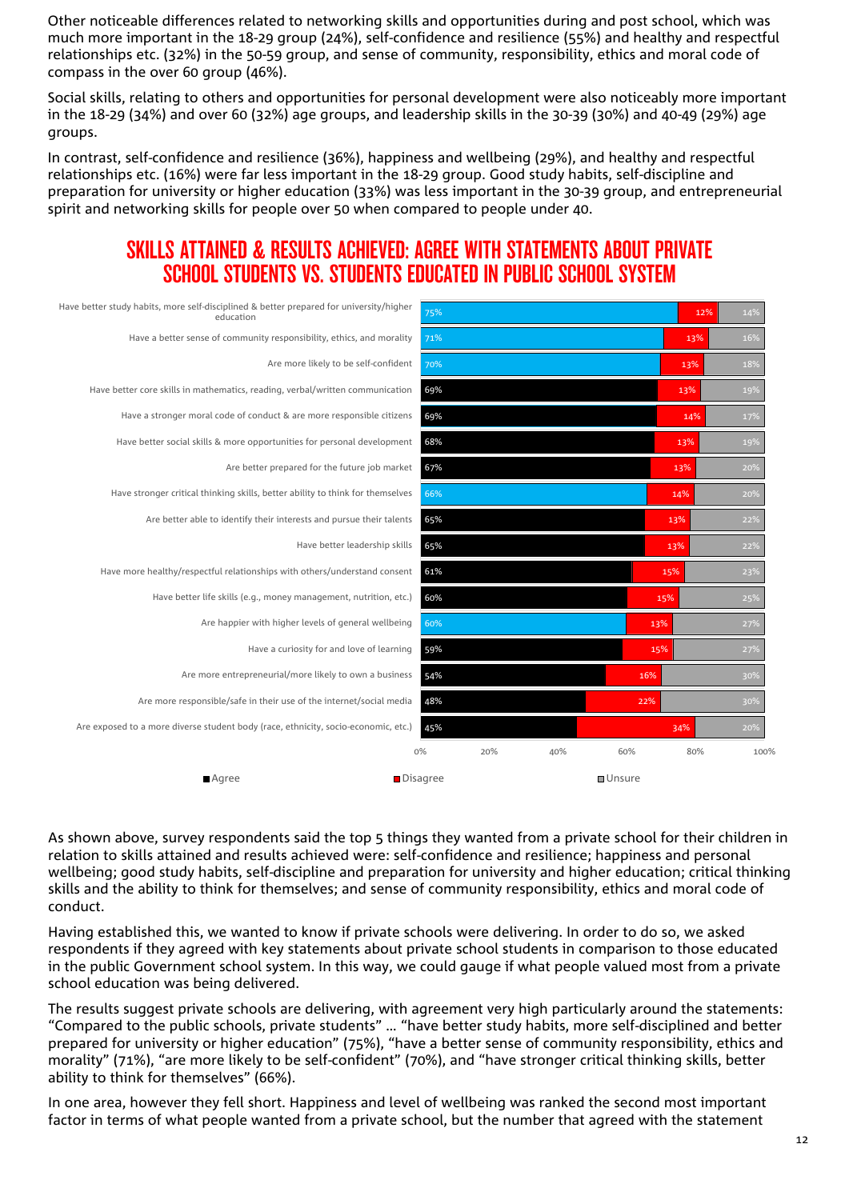Other noticeable differences related to networking skills and opportunities during and post school, which was much more important in the 18-29 group (24%), self-confidence and resilience (55%) and healthy and respectful relationships etc. (32%) in the 50-59 group, and sense of community, responsibility, ethics and moral code of compass in the over 60 group (46%).

Social skills, relating to others and opportunities for personal development were also noticeably more important in the 18-29 (34%) and over 60 (32%) age groups, and leadership skills in the 30-39 (30%) and 40-49 (29%) age groups.

In contrast, self-confidence and resilience (36%), happiness and wellbeing (29%), and healthy and respectful relationships etc. (16%) were far less important in the 18-29 group. Good study habits, self-discipline and preparation for university or higher education (33%) was less important in the 30-39 group, and entrepreneurial spirit and networking skills for people over 50 when compared to people under 40.

## SKILLS ATTAINED & RESULTS ACHIEVED: AGREE WITH STATEMENTS ABOUT PRIVATE SCHOOL STUDENTS VS. STUDENTS EDUCATED IN PUBLIC SCHOOL SYSTEM

| Statement | Agree | Disagree | Unsure |
|---|---|---|---|
| Have better study habits, more self-disciplined & better prepared for university/higher education | 75% | 12% | 14% |
| Have a better sense of community responsibility, ethics, and morality | 71% | 13% | 16% |
| Are more likely to be self-confident | 70% | 13% | 18% |
| Have better core skills in mathematics, reading, verbal/written communication | 69% | 13% | 19% |
| Have a stronger moral code of conduct & are more responsible citizens | 69% | 14% | 17% |
| Have better social skills & more opportunities for personal development | 68% | 13% | 19% |
| Are better prepared for the future job market | 67% | 13% | 20% |
| Have stronger critical thinking skills, better ability to think for themselves | 66% | 14% | 20% |
| Are better able to identify their interests and pursue their talents | 65% | 13% | 22% |
| Have better leadership skills | 65% | 13% | 22% |
| Have more healthy/respectful relationships with others/understand consent | 61% | 15% | 23% |
| Have better life skills (e.g., money management, nutrition, etc.) | 60% | 15% | 25% |
| Are happier with higher levels of general wellbeing | 60% | 13% | 27% |
| Have a curiosity for and love of learning | 59% | 15% | 27% |
| Are more entrepreneurial/more likely to own a business | 54% | 16% | 30% |
| Are more responsible/safe in their use of the internet/social media | 48% | 22% | 30% |
| Are exposed to a more diverse student body (race, ethnicity, socio-economic, etc.) | 45% | 34% | 20% |

As shown above, survey respondents said the top 5 things they wanted from a private school for their children in relation to skills attained and results achieved were: self-confidence and resilience; happiness and personal wellbeing; good study habits, self-discipline and preparation for university and higher education; critical thinking skills and the ability to think for themselves; and sense of community responsibility, ethics and moral code of conduct.

Having established this, we wanted to know if private schools were delivering. In order to do so, we asked respondents if they agreed with key statements about private school students in comparison to those educated in the public Government school system. In this way, we could gauge if what people valued most from a private school education was being delivered.

The results suggest private schools are delivering, with agreement very high particularly around the statements: "Compared to the public schools, private students" … "have better study habits, more self-disciplined and better prepared for university or higher education" (75%), "have a better sense of community responsibility, ethics and morality" (71%), "are more likely to be self-confident" (70%), and "have stronger critical thinking skills, better ability to think for themselves" (66%).

In one area, however they fell short. Happiness and level of wellbeing was ranked the second most important factor in terms of what people wanted from a private school, but the number that agreed with the statement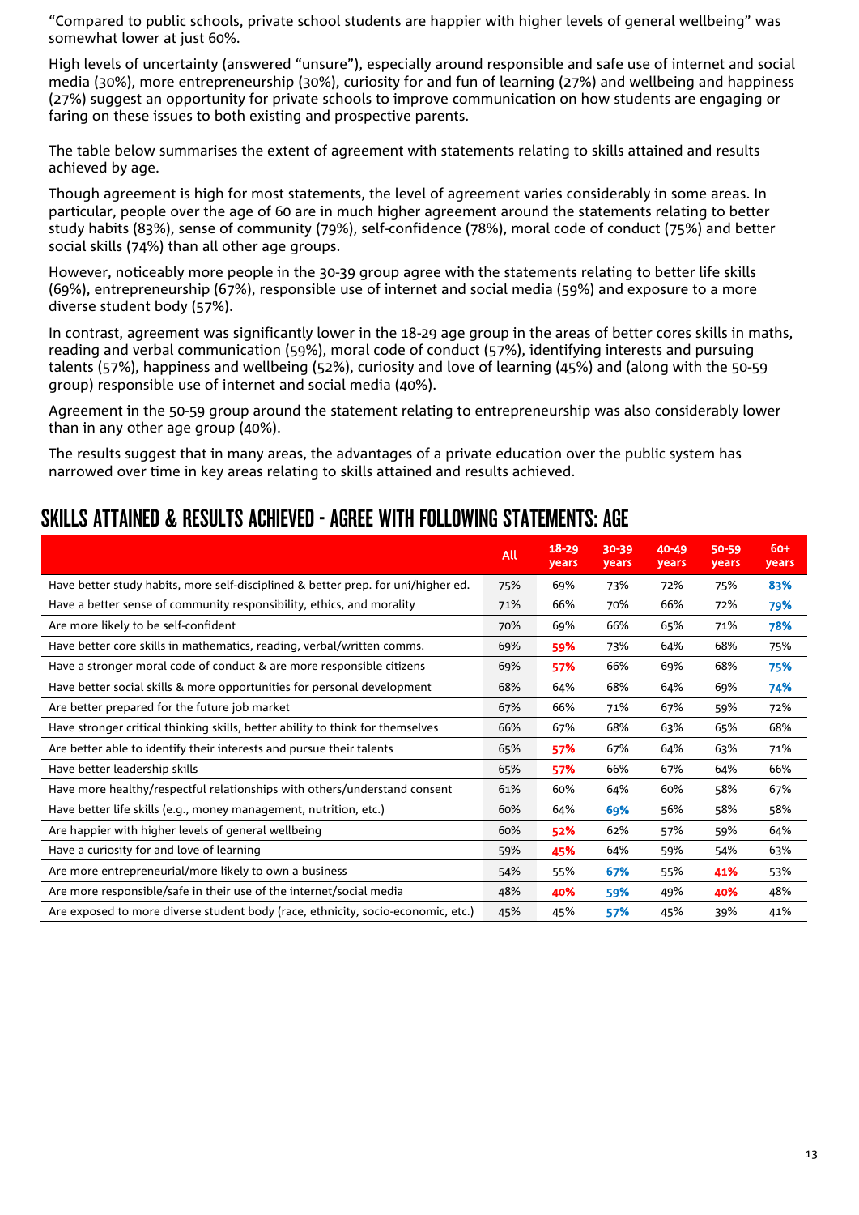"Compared to public schools, private school students are happier with higher levels of general wellbeing" was somewhat lower at just 60%.

High levels of uncertainty (answered "unsure"), especially around responsible and safe use of internet and social media (30%), more entrepreneurship (30%), curiosity for and fun of learning (27%) and wellbeing and happiness (27%) suggest an opportunity for private schools to improve communication on how students are engaging or faring on these issues to both existing and prospective parents.

The table below summarises the extent of agreement with statements relating to skills attained and results achieved by age.

Though agreement is high for most statements, the level of agreement varies considerably in some areas. In particular, people over the age of 60 are in much higher agreement around the statements relating to better study habits (83%), sense of community (79%), self-confidence (78%), moral code of conduct (75%) and better social skills (74%) than all other age groups.

However, noticeably more people in the 30-39 group agree with the statements relating to better life skills (69%), entrepreneurship (67%), responsible use of internet and social media (59%) and exposure to a more diverse student body (57%).

In contrast, agreement was significantly lower in the 18-29 age group in the areas of better cores skills in maths, reading and verbal communication (59%), moral code of conduct (57%), identifying interests and pursuing talents (57%), happiness and wellbeing (52%), curiosity and love of learning (45%) and (along with the 50-59 group) responsible use of internet and social media (40%).

Agreement in the 50-59 group around the statement relating to entrepreneurship was also considerably lower than in any other age group (40%).

The results suggest that in many areas, the advantages of a private education over the public system has narrowed over time in key areas relating to skills attained and results achieved.

## SKILLS ATTAINED & RESULTS ACHIEVED - AGREE WITH FOLLOWING STATEMENTS: AGE

| | All | 18-29 years | 30-39 years | 40-49 years | 50-59 years | 60+ years |
|---|---|---|---|---|---|---|
| Have better study habits, more self-disciplined & better prep. for uni/higher ed. | 75% | 69% | 73% | 72% | 75% | **83%** |
| Have a better sense of community responsibility, ethics, and morality | 71% | 66% | 70% | 66% | 72% | **79%** |
| Are more likely to be self-confident | 70% | 69% | 66% | 65% | 71% | **78%** |
| Have better core skills in mathematics, reading, verbal/written comms. | 69% | **59%** | 73% | 64% | 68% | 75% |
| Have a stronger moral code of conduct & are more responsible citizens | 69% | **57%** | 66% | 69% | 68% | **75%** |
| Have better social skills & more opportunities for personal development | 68% | 64% | 68% | 64% | 69% | **74%** |
| Are better prepared for the future job market | 67% | 66% | 71% | 67% | 59% | 72% |
| Have stronger critical thinking skills, better ability to think for themselves | 66% | 67% | 68% | 63% | 65% | 68% |
| Are better able to identify their interests and pursue their talents | 65% | **57%** | 67% | 64% | 63% | 71% |
| Have better leadership skills | 65% | **57%** | 66% | 67% | 64% | 66% |
| Have more healthy/respectful relationships with others/understand consent | 61% | 60% | 64% | 60% | 58% | 67% |
| Have better life skills (e.g., money management, nutrition, etc.) | 60% | 64% | **69%** | 56% | 58% | 58% |
| Are happier with higher levels of general wellbeing | 60% | **52%** | 62% | 57% | 59% | 64% |
| Have a curiosity for and love of learning | 59% | **45%** | 64% | 59% | 54% | 63% |
| Are more entrepreneurial/more likely to own a business | 54% | 55% | **67%** | 55% | **41%** | 53% |
| Are more responsible/safe in their use of the internet/social media | 48% | **40%** | **59%** | 49% | **40%** | 48% |
| Are exposed to more diverse student body (race, ethnicity, socio-economic, etc.) | 45% | 45% | **57%** | 45% | 39% | 41% |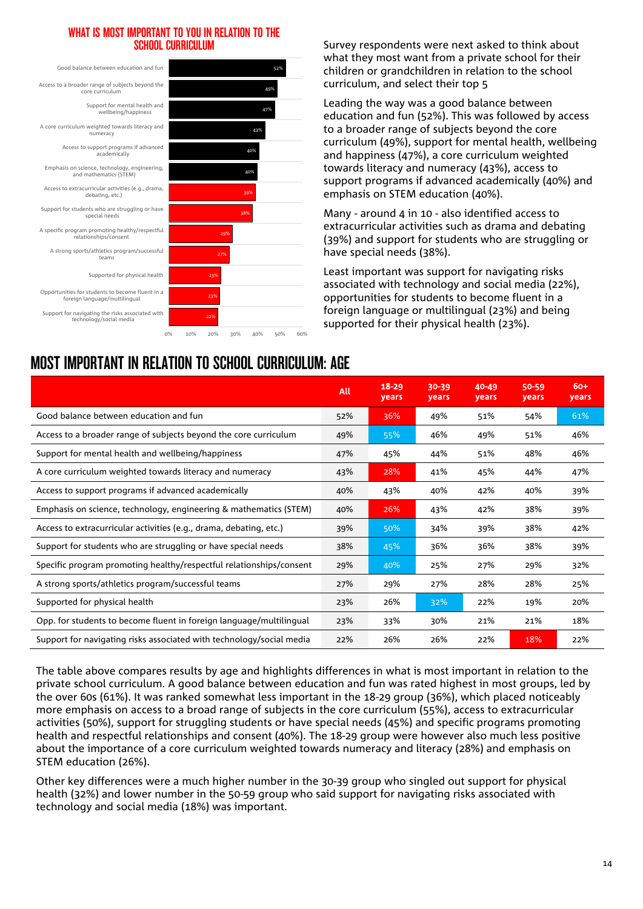## WHAT IS MOST IMPORTANT TO YOU IN RELATION TO THE SCHOOL CURRICULUM

| Item | % |
|---|---|
| Good balance between education and fun | 52% |
| Access to a broader range of subjects beyond the core curriculum | 49% |
| Support for mental health and wellbeing/happiness | 47% |
| A core curriculum weighted towards literacy and numeracy | 43% |
| Access to support programs if advanced academically | 40% |
| Emphasis on science, technology, engineering, and mathematics (STEM) | 40% |
| Access to extracurricular activities (e.g., drama, debating, etc.) | 39% |
| Support for students who are struggling or have special needs | 38% |
| A specific program promoting healthy/respectful relationships/consent | 29% |
| A strong sports/athletics program/successful teams | 27% |
| Supported for physical health | 23% |
| Opportunities for students to become fluent in a foreign language/multilingual | 23% |
| Support for navigating the risks associated with technology/social media | 22% |

Survey respondents were next asked to think about what they most want from a private school for their children or grandchildren in relation to the school curriculum, and select their top 5

Leading the way was a good balance between education and fun (52%). This was followed by access to a broader range of subjects beyond the core curriculum (49%), support for mental health, wellbeing and happiness (47%), a core curriculum weighted towards literacy and numeracy (43%), access to support programs if advanced academically (40%) and emphasis on STEM education (40%).

Many - around 4 in 10 - also identified access to extracurricular activities such as drama and debating (39%) and support for students who are struggling or have special needs (38%).

Least important was support for navigating risks associated with technology and social media (22%), opportunities for students to become fluent in a foreign language or multilingual (23%) and being supported for their physical health (23%).

## MOST IMPORTANT IN RELATION TO SCHOOL CURRICULUM: AGE

| | All | 18-29 years | 30-39 years | 40-49 years | 50-59 years | 60+ years |
|---|---|---|---|---|---|---|
| Good balance between education and fun | 52% | 36% | 49% | 51% | 54% | 61% |
| Access to a broader range of subjects beyond the core curriculum | 49% | 55% | 46% | 49% | 51% | 46% |
| Support for mental health and wellbeing/happiness | 47% | 45% | 44% | 51% | 48% | 46% |
| A core curriculum weighted towards literacy and numeracy | 43% | 28% | 41% | 45% | 44% | 47% |
| Access to support programs if advanced academically | 40% | 43% | 40% | 42% | 40% | 39% |
| Emphasis on science, technology, engineering & mathematics (STEM) | 40% | 26% | 43% | 42% | 38% | 39% |
| Access to extracurricular activities (e.g., drama, debating, etc.) | 39% | 50% | 34% | 39% | 38% | 42% |
| Support for students who are struggling or have special needs | 38% | 45% | 36% | 36% | 38% | 39% |
| Specific program promoting healthy/respectful relationships/consent | 29% | 40% | 25% | 27% | 29% | 32% |
| A strong sports/athletics program/successful teams | 27% | 29% | 27% | 28% | 28% | 25% |
| Supported for physical health | 23% | 26% | 32% | 22% | 19% | 20% |
| Opp. for students to become fluent in foreign language/multilingual | 23% | 33% | 30% | 21% | 21% | 18% |
| Support for navigating risks associated with technology/social media | 22% | 26% | 26% | 22% | 18% | 22% |

The table above compares results by age and highlights differences in what is most important in relation to the private school curriculum. A good balance between education and fun was rated highest in most groups, led by the over 60s (61%). It was ranked somewhat less important in the 18-29 group (36%), which placed noticeably more emphasis on access to a broad range of subjects in the core curriculum (55%), access to extracurricular activities (50%), support for struggling students or have special needs (45%) and specific programs promoting health and respectful relationships and consent (40%). The 18-29 group were however also much less positive about the importance of a core curriculum weighted towards numeracy and literacy (28%) and emphasis on STEM education (26%).

Other key differences were a much higher number in the 30-39 group who singled out support for physical health (32%) and lower number in the 50-59 group who said support for navigating risks associated with technology and social media (18%) was important.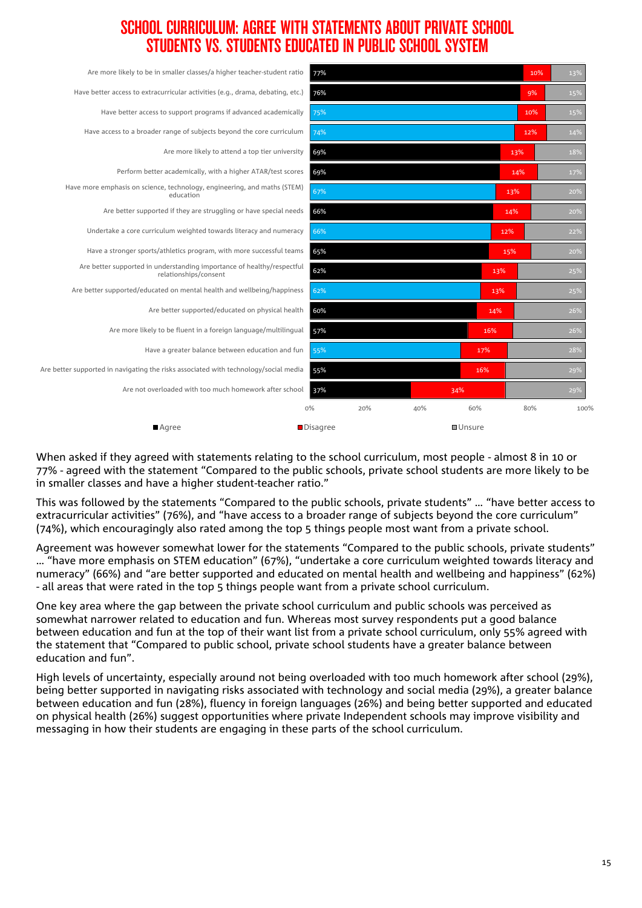# SCHOOL CURRICULUM: AGREE WITH STATEMENTS ABOUT PRIVATE SCHOOL STUDENTS VS. STUDENTS EDUCATED IN PUBLIC SCHOOL SYSTEM

| Statement | Agree | Disagree | Unsure |
|---|---|---|---|
| Are more likely to be in smaller classes/a higher teacher-student ratio | 77% | 10% | 13% |
| Have better access to extracurricular activities (e.g., drama, debating, etc.) | 76% | 9% | 15% |
| Have better access to support programs if advanced academically | 75% | 10% | 15% |
| Have access to a broader range of subjects beyond the core curriculum | 74% | 12% | 14% |
| Are more likely to attend a top tier university | 69% | 13% | 18% |
| Perform better academically, with a higher ATAR/test scores | 69% | 14% | 17% |
| Have more emphasis on science, technology, engineering, and maths (STEM) education | 67% | 13% | 20% |
| Are better supported if they are struggling or have special needs | 66% | 14% | 20% |
| Undertake a core curriculum weighted towards literacy and numeracy | 66% | 12% | 22% |
| Have a stronger sports/athletics program, with more successful teams | 65% | 15% | 20% |
| Are better supported in understanding importance of healthy/respectful relationships/consent | 62% | 13% | 25% |
| Are better supported/educated on mental health and wellbeing/happiness | 62% | 13% | 25% |
| Are better supported/educated on physical health | 60% | 14% | 26% |
| Are more likely to be fluent in a foreign language/multilingual | 57% | 16% | 26% |
| Have a greater balance between education and fun | 55% | 17% | 28% |
| Are better supported in navigating the risks associated with technology/social media | 55% | 16% | 29% |
| Are not overloaded with too much homework after school | 37% | 34% | 29% |

When asked if they agreed with statements relating to the school curriculum, most people - almost 8 in 10 or 77% - agreed with the statement "Compared to the public schools, private school students are more likely to be in smaller classes and have a higher student-teacher ratio."

This was followed by the statements "Compared to the public schools, private students" … "have better access to extracurricular activities" (76%), and "have access to a broader range of subjects beyond the core curriculum" (74%), which encouragingly also rated among the top 5 things people most want from a private school.

Agreement was however somewhat lower for the statements "Compared to the public schools, private students" … "have more emphasis on STEM education" (67%), "undertake a core curriculum weighted towards literacy and numeracy" (66%) and "are better supported and educated on mental health and wellbeing and happiness" (62%) - all areas that were rated in the top 5 things people want from a private school curriculum.

One key area where the gap between the private school curriculum and public schools was perceived as somewhat narrower related to education and fun. Whereas most survey respondents put a good balance between education and fun at the top of their want list from a private school curriculum, only 55% agreed with the statement that "Compared to public school, private school students have a greater balance between education and fun".

High levels of uncertainty, especially around not being overloaded with too much homework after school (29%), being better supported in navigating risks associated with technology and social media (29%), a greater balance between education and fun (28%), fluency in foreign languages (26%) and being better supported and educated on physical health (26%) suggest opportunities where private Independent schools may improve visibility and messaging in how their students are engaging in these parts of the school curriculum.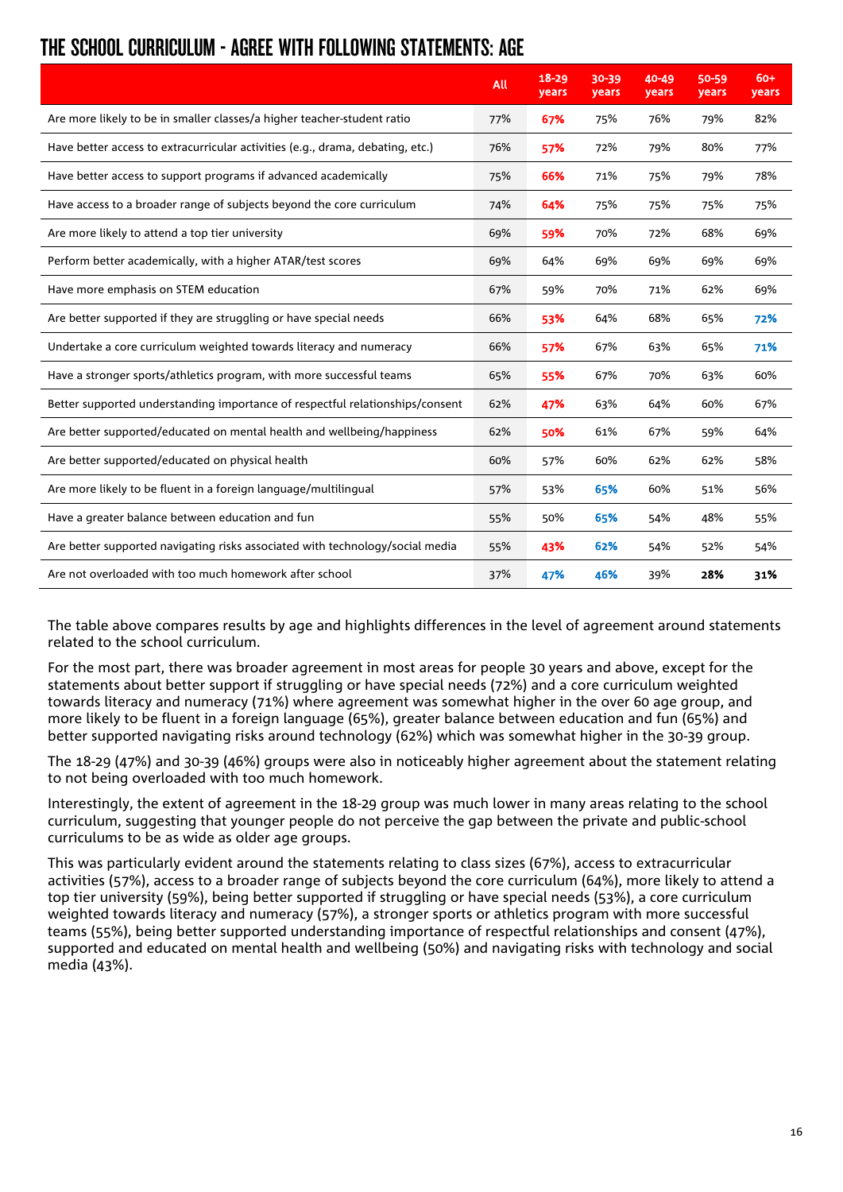# THE SCHOOL CURRICULUM - AGREE WITH FOLLOWING STATEMENTS: AGE

| | All | 18-29 years | 30-39 years | 40-49 years | 50-59 years | 60+ years |
|---|---|---|---|---|---|---|
| Are more likely to be in smaller classes/a higher teacher-student ratio | 77% | **67%** | 75% | 76% | 79% | 82% |
| Have better access to extracurricular activities (e.g., drama, debating, etc.) | 76% | **57%** | 72% | 79% | 80% | 77% |
| Have better access to support programs if advanced academically | 75% | **66%** | 71% | 75% | 79% | 78% |
| Have access to a broader range of subjects beyond the core curriculum | 74% | **64%** | 75% | 75% | 75% | 75% |
| Are more likely to attend a top tier university | 69% | **59%** | 70% | 72% | 68% | 69% |
| Perform better academically, with a higher ATAR/test scores | 69% | 64% | 69% | 69% | 69% | 69% |
| Have more emphasis on STEM education | 67% | 59% | 70% | 71% | 62% | 69% |
| Are better supported if they are struggling or have special needs | 66% | **53%** | 64% | 68% | 65% | **72%** |
| Undertake a core curriculum weighted towards literacy and numeracy | 66% | **57%** | 67% | 63% | 65% | **71%** |
| Have a stronger sports/athletics program, with more successful teams | 65% | **55%** | 67% | 70% | 63% | 60% |
| Better supported understanding importance of respectful relationships/consent | 62% | **47%** | 63% | 64% | 60% | 67% |
| Are better supported/educated on mental health and wellbeing/happiness | 62% | **50%** | 61% | 67% | 59% | 64% |
| Are better supported/educated on physical health | 60% | 57% | 60% | 62% | 62% | 58% |
| Are more likely to be fluent in a foreign language/multilingual | 57% | 53% | **65%** | 60% | 51% | 56% |
| Have a greater balance between education and fun | 55% | 50% | **65%** | 54% | 48% | 55% |
| Are better supported navigating risks associated with technology/social media | 55% | **43%** | **62%** | 54% | 52% | 54% |
| Are not overloaded with too much homework after school | 37% | **47%** | **46%** | 39% | **28%** | **31%** |

The table above compares results by age and highlights differences in the level of agreement around statements related to the school curriculum.

For the most part, there was broader agreement in most areas for people 30 years and above, except for the statements about better support if struggling or have special needs (72%) and a core curriculum weighted towards literacy and numeracy (71%) where agreement was somewhat higher in the over 60 age group, and more likely to be fluent in a foreign language (65%), greater balance between education and fun (65%) and better supported navigating risks around technology (62%) which was somewhat higher in the 30-39 group.

The 18-29 (47%) and 30-39 (46%) groups were also in noticeably higher agreement about the statement relating to not being overloaded with too much homework.

Interestingly, the extent of agreement in the 18-29 group was much lower in many areas relating to the school curriculum, suggesting that younger people do not perceive the gap between the private and public-school curriculums to be as wide as older age groups.

This was particularly evident around the statements relating to class sizes (67%), access to extracurricular activities (57%), access to a broader range of subjects beyond the core curriculum (64%), more likely to attend a top tier university (59%), being better supported if struggling or have special needs (53%), a core curriculum weighted towards literacy and numeracy (57%), a stronger sports or athletics program with more successful teams (55%), being better supported understanding importance of respectful relationships and consent (47%), supported and educated on mental health and wellbeing (50%) and navigating risks with technology and social media (43%).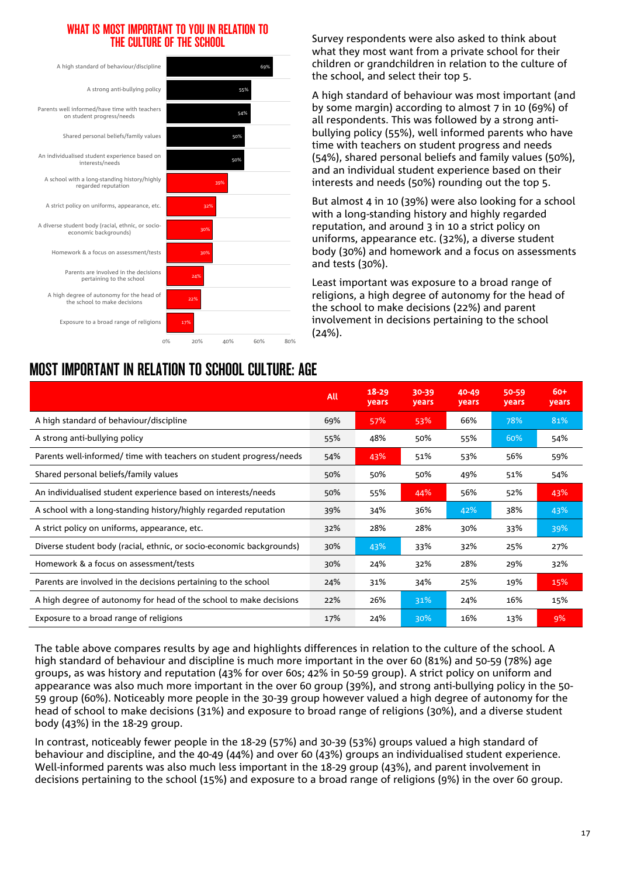## WHAT IS MOST IMPORTANT TO YOU IN RELATION TO THE CULTURE OF THE SCHOOL

| | % |
|---|---|
| A high standard of behaviour/discipline | 69% |
| A strong anti-bullying policy | 55% |
| Parents well informed/have time with teachers on student progress/needs | 54% |
| Shared personal beliefs/family values | 50% |
| An individualised student experience based on interests/needs | 50% |
| A school with a long-standing history/highly regarded reputation | 39% |
| A strict policy on uniforms, appearance, etc. | 32% |
| A diverse student body (racial, ethnic, or socio-economic backgrounds) | 30% |
| Homework & a focus on assessment/tests | 30% |
| Parents are involved in the decisions pertaining to the school | 24% |
| A high degree of autonomy for the head of the school to make decisions | 22% |
| Exposure to a broad range of religions | 17% |

Survey respondents were also asked to think about what they most want from a private school for their children or grandchildren in relation to the culture of the school, and select their top 5.

A high standard of behaviour was most important (and by some margin) according to almost 7 in 10 (69%) of all respondents. This was followed by a strong anti-bullying policy (55%), well informed parents who have time with teachers on student progress and needs (54%), shared personal beliefs and family values (50%), and an individual student experience based on their interests and needs (50%) rounding out the top 5.

But almost 4 in 10 (39%) were also looking for a school with a long-standing history and highly regarded reputation, and around 3 in 10 a strict policy on uniforms, appearance etc. (32%), a diverse student body (30%) and homework and a focus on assessments and tests (30%).

Least important was exposure to a broad range of religions, a high degree of autonomy for the head of the school to make decisions (22%) and parent involvement in decisions pertaining to the school (24%).

## MOST IMPORTANT IN RELATION TO SCHOOL CULTURE: AGE

| | All | 18-29 years | 30-39 years | 40-49 years | 50-59 years | 60+ years |
|---|---|---|---|---|---|---|
| A high standard of behaviour/discipline | 69% | 57% | 53% | 66% | 78% | 81% |
| A strong anti-bullying policy | 55% | 48% | 50% | 55% | 60% | 54% |
| Parents well-informed/ time with teachers on student progress/needs | 54% | 43% | 51% | 53% | 56% | 59% |
| Shared personal beliefs/family values | 50% | 50% | 50% | 49% | 51% | 54% |
| An individualised student experience based on interests/needs | 50% | 55% | 44% | 56% | 52% | 43% |
| A school with a long-standing history/highly regarded reputation | 39% | 34% | 36% | 42% | 38% | 43% |
| A strict policy on uniforms, appearance, etc. | 32% | 28% | 28% | 30% | 33% | 39% |
| Diverse student body (racial, ethnic, or socio-economic backgrounds) | 30% | 43% | 33% | 32% | 25% | 27% |
| Homework & a focus on assessment/tests | 30% | 24% | 32% | 28% | 29% | 32% |
| Parents are involved in the decisions pertaining to the school | 24% | 31% | 34% | 25% | 19% | 15% |
| A high degree of autonomy for head of the school to make decisions | 22% | 26% | 31% | 24% | 16% | 15% |
| Exposure to a broad range of religions | 17% | 24% | 30% | 16% | 13% | 9% |

The table above compares results by age and highlights differences in relation to the culture of the school. A high standard of behaviour and discipline is much more important in the over 60 (81%) and 50-59 (78%) age groups, as was history and reputation (43% for over 60s; 42% in 50-59 group). A strict policy on uniform and appearance was also much more important in the over 60 group (39%), and strong anti-bullying policy in the 50-59 group (60%). Noticeably more people in the 30-39 group however valued a high degree of autonomy for the head of school to make decisions (31%) and exposure to broad range of religions (30%), and a diverse student body (43%) in the 18-29 group.

In contrast, noticeably fewer people in the 18-29 (57%) and 30-39 (53%) groups valued a high standard of behaviour and discipline, and the 40-49 (44%) and over 60 (43%) groups an individualised student experience. Well-informed parents was also much less important in the 18-29 group (43%), and parent involvement in decisions pertaining to the school (15%) and exposure to a broad range of religions (9%) in the over 60 group.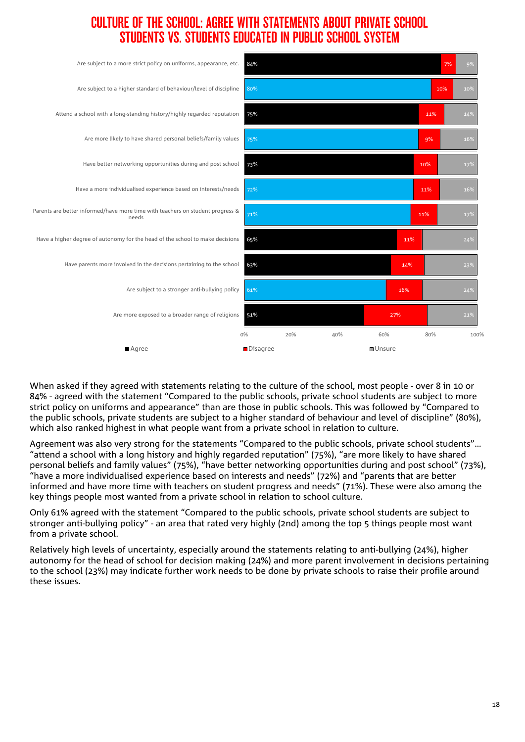# CULTURE OF THE SCHOOL: AGREE WITH STATEMENTS ABOUT PRIVATE SCHOOL STUDENTS VS. STUDENTS EDUCATED IN PUBLIC SCHOOL SYSTEM

| Statement | Agree | Disagree | Unsure |
|---|---|---|---|
| Are subject to a more strict policy on uniforms, appearance, etc. | 84% | 7% | 9% |
| Are subject to a higher standard of behaviour/level of discipline | 80% | 10% | 10% |
| Attend a school with a long-standing history/highly regarded reputation | 75% | 11% | 14% |
| Are more likely to have shared personal beliefs/family values | 75% | 9% | 16% |
| Have better networking opportunities during and post school | 73% | 10% | 17% |
| Have a more individualised experience based on interests/needs | 72% | 11% | 16% |
| Parents are better informed/have more time with teachers on student progress & needs | 71% | 11% | 17% |
| Have a higher degree of autonomy for the head of the school to make decisions | 65% | 11% | 24% |
| Have parents more involved in the decisions pertaining to the school | 63% | 14% | 23% |
| Are subject to a stronger anti-bullying policy | 61% | 16% | 24% |
| Are more exposed to a broader range of religions | 51% | 27% | 21% |

When asked if they agreed with statements relating to the culture of the school, most people - over 8 in 10 or 84% - agreed with the statement "Compared to the public schools, private school students are subject to more strict policy on uniforms and appearance" than are those in public schools. This was followed by "Compared to the public schools, private students are subject to a higher standard of behaviour and level of discipline" (80%), which also ranked highest in what people want from a private school in relation to culture.

Agreement was also very strong for the statements "Compared to the public schools, private school students"... "attend a school with a long history and highly regarded reputation" (75%), "are more likely to have shared personal beliefs and family values" (75%), "have better networking opportunities during and post school" (73%), "have a more individualised experience based on interests and needs" (72%) and "parents that are better informed and have more time with teachers on student progress and needs" (71%). These were also among the key things people most wanted from a private school in relation to school culture.

Only 61% agreed with the statement "Compared to the public schools, private school students are subject to stronger anti-bullying policy" - an area that rated very highly (2nd) among the top 5 things people most want from a private school.

Relatively high levels of uncertainty, especially around the statements relating to anti-bullying (24%), higher autonomy for the head of school for decision making (24%) and more parent involvement in decisions pertaining to the school (23%) may indicate further work needs to be done by private schools to raise their profile around these issues.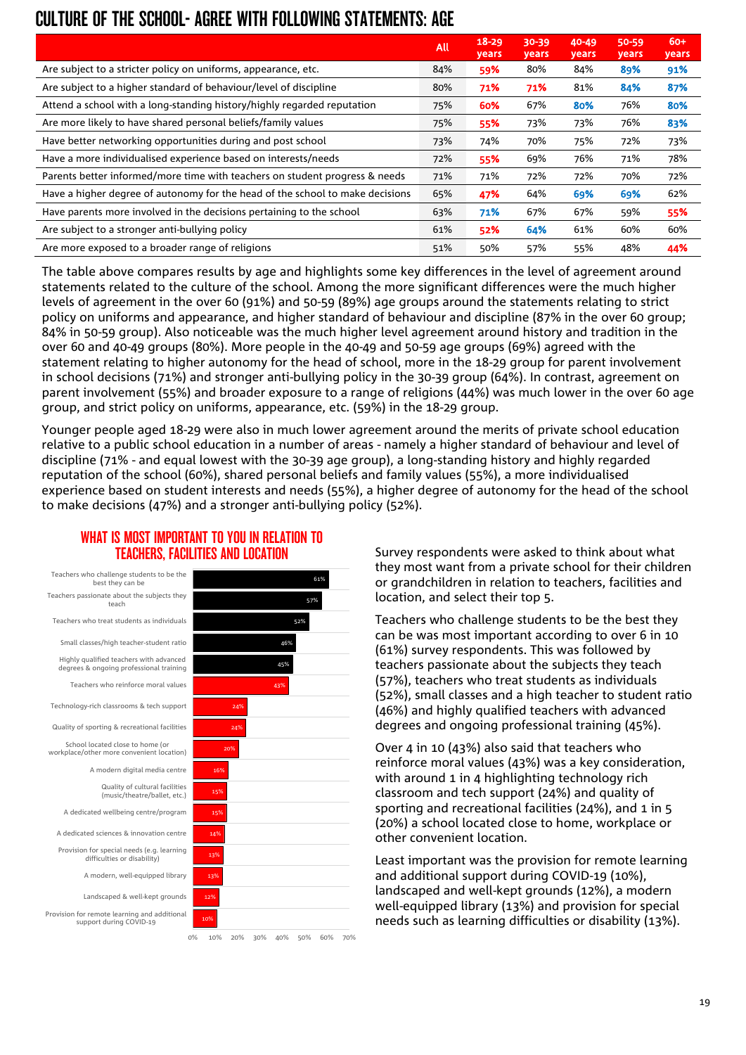# CULTURE OF THE SCHOOL- AGREE WITH FOLLOWING STATEMENTS: AGE

| | All | 18-29 years | 30-39 years | 40-49 years | 50-59 years | 60+ years |
|---|---|---|---|---|---|---|
| Are subject to a stricter policy on uniforms, appearance, etc. | 84% | **59%** | 80% | 84% | **89%** | **91%** |
| Are subject to a higher standard of behaviour/level of discipline | 80% | **71%** | **71%** | 81% | **84%** | **87%** |
| Attend a school with a long-standing history/highly regarded reputation | 75% | **60%** | 67% | **80%** | 76% | **80%** |
| Are more likely to have shared personal beliefs/family values | 75% | **55%** | 73% | 73% | 76% | **83%** |
| Have better networking opportunities during and post school | 73% | 74% | 70% | 75% | 72% | 73% |
| Have a more individualised experience based on interests/needs | 72% | **55%** | 69% | 76% | 71% | 78% |
| Parents better informed/more time with teachers on student progress & needs | 71% | 71% | 72% | 72% | 70% | 72% |
| Have a higher degree of autonomy for the head of the school to make decisions | 65% | **47%** | 64% | **69%** | **69%** | 62% |
| Have parents more involved in the decisions pertaining to the school | 63% | **71%** | 67% | 67% | 59% | **55%** |
| Are subject to a stronger anti-bullying policy | 61% | **52%** | **64%** | 61% | 60% | 60% |
| Are more exposed to a broader range of religions | 51% | 50% | 57% | 55% | 48% | **44%** |

The table above compares results by age and highlights some key differences in the level of agreement around statements related to the culture of the school. Among the more significant differences were the much higher levels of agreement in the over 60 (91%) and 50-59 (89%) age groups around the statements relating to strict policy on uniforms and appearance, and higher standard of behaviour and discipline (87% in the over 60 group; 84% in 50-59 group). Also noticeable was the much higher level agreement around history and tradition in the over 60 and 40-49 groups (80%). More people in the 40-49 and 50-59 age groups (69%) agreed with the statement relating to higher autonomy for the head of school, more in the 18-29 group for parent involvement in school decisions (71%) and stronger anti-bullying policy in the 30-39 group (64%). In contrast, agreement on parent involvement (55%) and broader exposure to a range of religions (44%) was much lower in the over 60 age group, and strict policy on uniforms, appearance, etc. (59%) in the 18-29 group.

Younger people aged 18-29 were also in much lower agreement around the merits of private school education relative to a public school education in a number of areas - namely a higher standard of behaviour and level of discipline (71% - and equal lowest with the 30-39 age group), a long-standing history and highly regarded reputation of the school (60%), shared personal beliefs and family values (55%), a more individualised experience based on student interests and needs (55%), a higher degree of autonomy for the head of the school to make decisions (47%) and a stronger anti-bullying policy (52%).

## WHAT IS MOST IMPORTANT TO YOU IN RELATION TO TEACHERS, FACILITIES AND LOCATION

| Item | % |
|---|---|
| Teachers who challenge students to be the best they can be | 61% |
| Teachers passionate about the subjects they teach | 57% |
| Teachers who treat students as individuals | 52% |
| Small classes/high teacher-student ratio | 46% |
| Highly qualified teachers with advanced degrees & ongoing professional training | 45% |
| Teachers who reinforce moral values | 43% |
| Technology-rich classrooms & tech support | 24% |
| Quality of sporting & recreational facilities | 24% |
| School located close to home (or workplace/other more convenient location) | 20% |
| A modern digital media centre | 16% |
| Quality of cultural facilities (music/theatre/ballet, etc.) | 15% |
| A dedicated wellbeing centre/program | 15% |
| A dedicated sciences & innovation centre | 14% |
| Provision for special needs (e.g. learning difficulties or disability) | 13% |
| A modern, well-equipped library | 13% |
| Landscaped & well-kept grounds | 12% |
| Provision for remote learning and additional support during COVID-19 | 10% |

Survey respondents were asked to think about what they most want from a private school for their children or grandchildren in relation to teachers, facilities and location, and select their top 5.

Teachers who challenge students to be the best they can be was most important according to over 6 in 10 (61%) survey respondents. This was followed by teachers passionate about the subjects they teach (57%), teachers who treat students as individuals (52%), small classes and a high teacher to student ratio (46%) and highly qualified teachers with advanced degrees and ongoing professional training (45%).

Over 4 in 10 (43%) also said that teachers who reinforce moral values (43%) was a key consideration, with around 1 in 4 highlighting technology rich classroom and tech support (24%) and quality of sporting and recreational facilities (24%), and 1 in 5 (20%) a school located close to home, workplace or other convenient location.

Least important was the provision for remote learning and additional support during COVID-19 (10%), landscaped and well-kept grounds (12%), a modern well-equipped library (13%) and provision for special needs such as learning difficulties or disability (13%).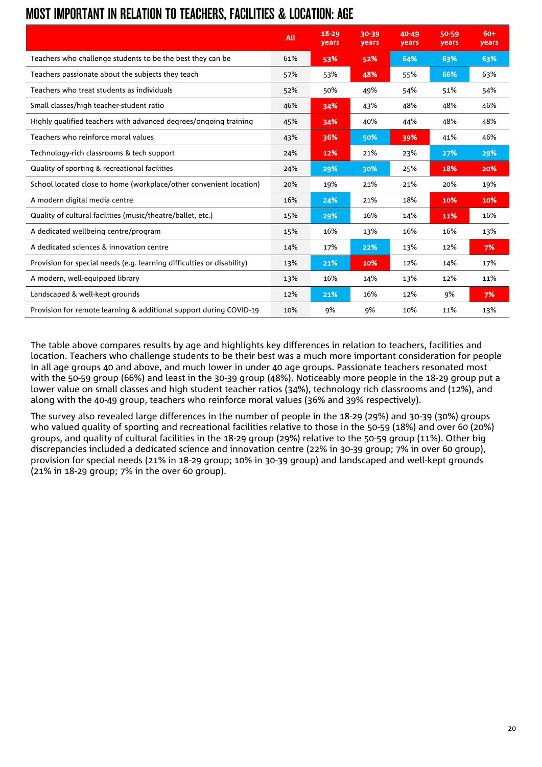# MOST IMPORTANT IN RELATION TO TEACHERS, FACILITIES & LOCATION: AGE

| | All | 18-29 years | 30-39 years | 40-49 years | 50-59 years | 60+ years |
|---|---|---|---|---|---|---|
| Teachers who challenge students to be the best they can be | 61% | **53%** | **52%** | **64%** | **63%** | **63%** |
| Teachers passionate about the subjects they teach | 57% | 53% | **48%** | 55% | **66%** | 63% |
| Teachers who treat students as individuals | 52% | 50% | 49% | 54% | 51% | 54% |
| Small classes/high teacher-student ratio | 46% | **34%** | 43% | 48% | 48% | 46% |
| Highly qualified teachers with advanced degrees/ongoing training | 45% | **34%** | 40% | 44% | 48% | 48% |
| Teachers who reinforce moral values | 43% | **36%** | **50%** | **39%** | 41% | 46% |
| Technology-rich classrooms & tech support | 24% | **12%** | 21% | 23% | **27%** | **29%** |
| Quality of sporting & recreational facilities | 24% | **29%** | **30%** | 25% | **18%** | **20%** |
| School located close to home (workplace/other convenient location) | 20% | 19% | 21% | 21% | 20% | 19% |
| A modern digital media centre | 16% | **24%** | 21% | 18% | **10%** | **10%** |
| Quality of cultural facilities (music/theatre/ballet, etc.) | 15% | **29%** | 16% | 14% | **11%** | 16% |
| A dedicated wellbeing centre/program | 15% | 16% | 13% | 16% | 16% | 13% |
| A dedicated sciences & innovation centre | 14% | 17% | **22%** | 13% | 12% | **7%** |
| Provision for special needs (e.g. learning difficulties or disability) | 13% | **21%** | **10%** | 12% | 14% | 17% |
| A modern, well-equipped library | 13% | 16% | 14% | 13% | 12% | 11% |
| Landscaped & well-kept grounds | 12% | **21%** | 16% | 12% | 9% | **7%** |
| Provision for remote learning & additional support during COVID-19 | 10% | 9% | 9% | 10% | 11% | 13% |

The table above compares results by age and highlights key differences in relation to teachers, facilities and location. Teachers who challenge students to be their best was a much more important consideration for people in all age groups 40 and above, and much lower in under 40 age groups. Passionate teachers resonated most with the 50-59 group (66%) and least in the 30-39 group (48%). Noticeably more people in the 18-29 group put a lower value on small classes and high student teacher ratios (34%), technology rich classrooms and (12%), and along with the 40-49 group, teachers who reinforce moral values (36% and 39% respectively).

The survey also revealed large differences in the number of people in the 18-29 (29%) and 30-39 (30%) groups who valued quality of sporting and recreational facilities relative to those in the 50-59 (18%) and over 60 (20%) groups, and quality of cultural facilities in the 18-29 group (29%) relative to the 50-59 group (11%). Other big discrepancies included a dedicated science and innovation centre (22% in 30-39 group; 7% in over 60 group), provision for special needs (21% in 18-29 group; 10% in 30-39 group) and landscaped and well-kept grounds (21% in 18-29 group; 7% in the over 60 group).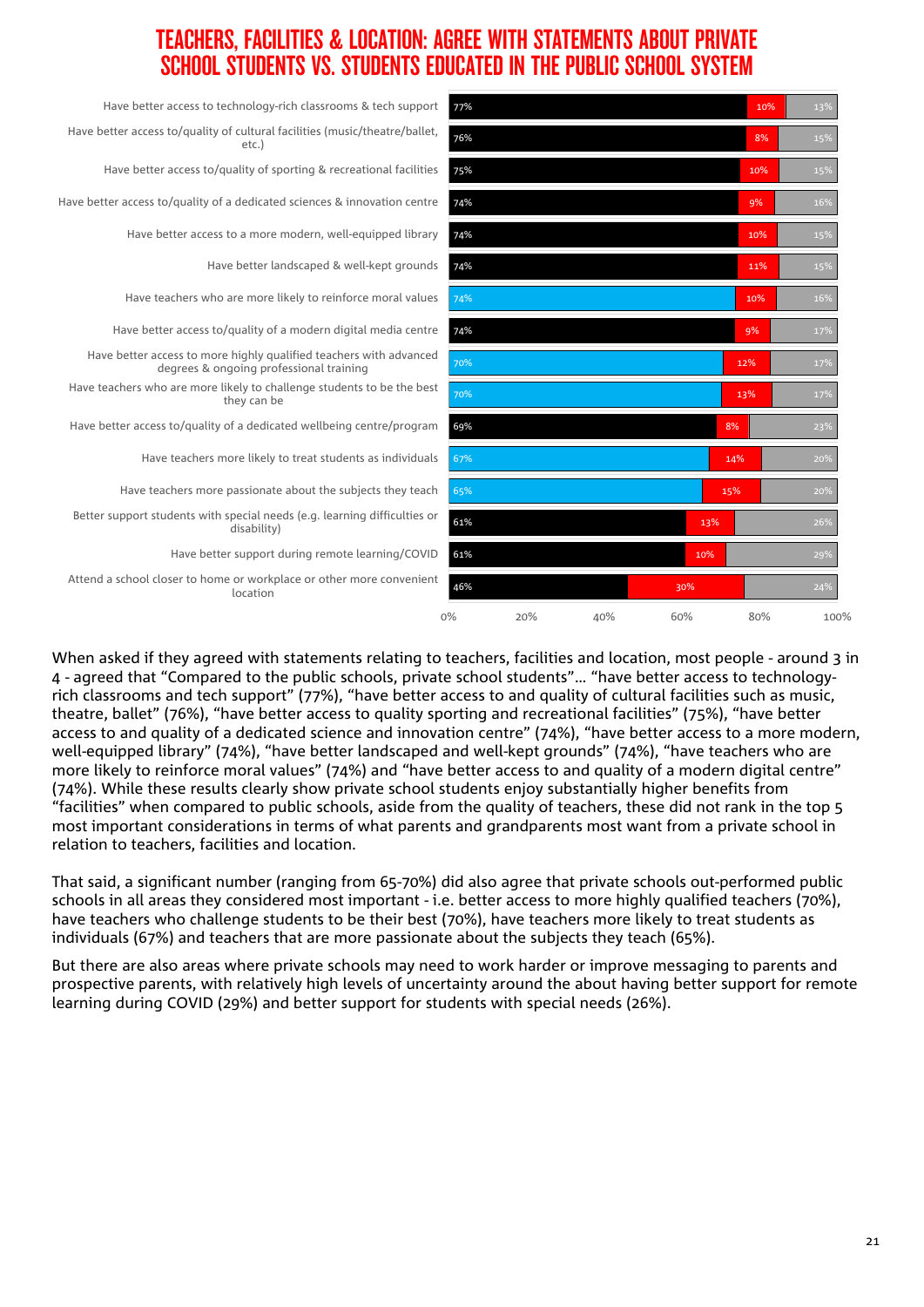# TEACHERS, FACILITIES & LOCATION: AGREE WITH STATEMENTS ABOUT PRIVATE SCHOOL STUDENTS VS. STUDENTS EDUCATED IN THE PUBLIC SCHOOL SYSTEM

| Statement | Agree | | |
|---|---|---|---|
| Have better access to technology-rich classrooms & tech support | 77% | 10% | 13% |
| Have better access to/quality of cultural facilities (music/theatre/ballet, etc.) | 76% | 8% | 15% |
| Have better access to/quality of sporting & recreational facilities | 75% | 10% | 15% |
| Have better access to/quality of a dedicated sciences & innovation centre | 74% | 9% | 16% |
| Have better access to a more modern, well-equipped library | 74% | 10% | 15% |
| Have better landscaped & well-kept grounds | 74% | 11% | 15% |
| Have teachers who are more likely to reinforce moral values | 74% | 10% | 16% |
| Have better access to/quality of a modern digital media centre | 74% | 9% | 17% |
| Have better access to more highly qualified teachers with advanced degrees & ongoing professional training | 70% | 12% | 17% |
| Have teachers who are more likely to challenge students to be the best they can be | 70% | 13% | 17% |
| Have better access to/quality of a dedicated wellbeing centre/program | 69% | 8% | 23% |
| Have teachers more likely to treat students as individuals | 67% | 14% | 20% |
| Have teachers more passionate about the subjects they teach | 65% | 15% | 20% |
| Better support students with special needs (e.g. learning difficulties or disability) | 61% | 13% | 26% |
| Have better support during remote learning/COVID | 61% | 10% | 29% |
| Attend a school closer to home or workplace or other more convenient location | 46% | 30% | 24% |

When asked if they agreed with statements relating to teachers, facilities and location, most people - around 3 in 4 - agreed that "Compared to the public schools, private school students"… "have better access to technology-rich classrooms and tech support" (77%), "have better access to and quality of cultural facilities such as music, theatre, ballet" (76%), "have better access to quality sporting and recreational facilities" (75%), "have better access to and quality of a dedicated science and innovation centre" (74%), "have better access to a more modern, well-equipped library" (74%), "have better landscaped and well-kept grounds" (74%), "have teachers who are more likely to reinforce moral values" (74%) and "have better access to and quality of a modern digital centre" (74%). While these results clearly show private school students enjoy substantially higher benefits from "facilities" when compared to public schools, aside from the quality of teachers, these did not rank in the top 5 most important considerations in terms of what parents and grandparents most want from a private school in relation to teachers, facilities and location.

That said, a significant number (ranging from 65-70%) did also agree that private schools out-performed public schools in all areas they considered most important - i.e. better access to more highly qualified teachers (70%), have teachers who challenge students to be their best (70%), have teachers more likely to treat students as individuals (67%) and teachers that are more passionate about the subjects they teach (65%).

But there are also areas where private schools may need to work harder or improve messaging to parents and prospective parents, with relatively high levels of uncertainty around the about having better support for remote learning during COVID (29%) and better support for students with special needs (26%).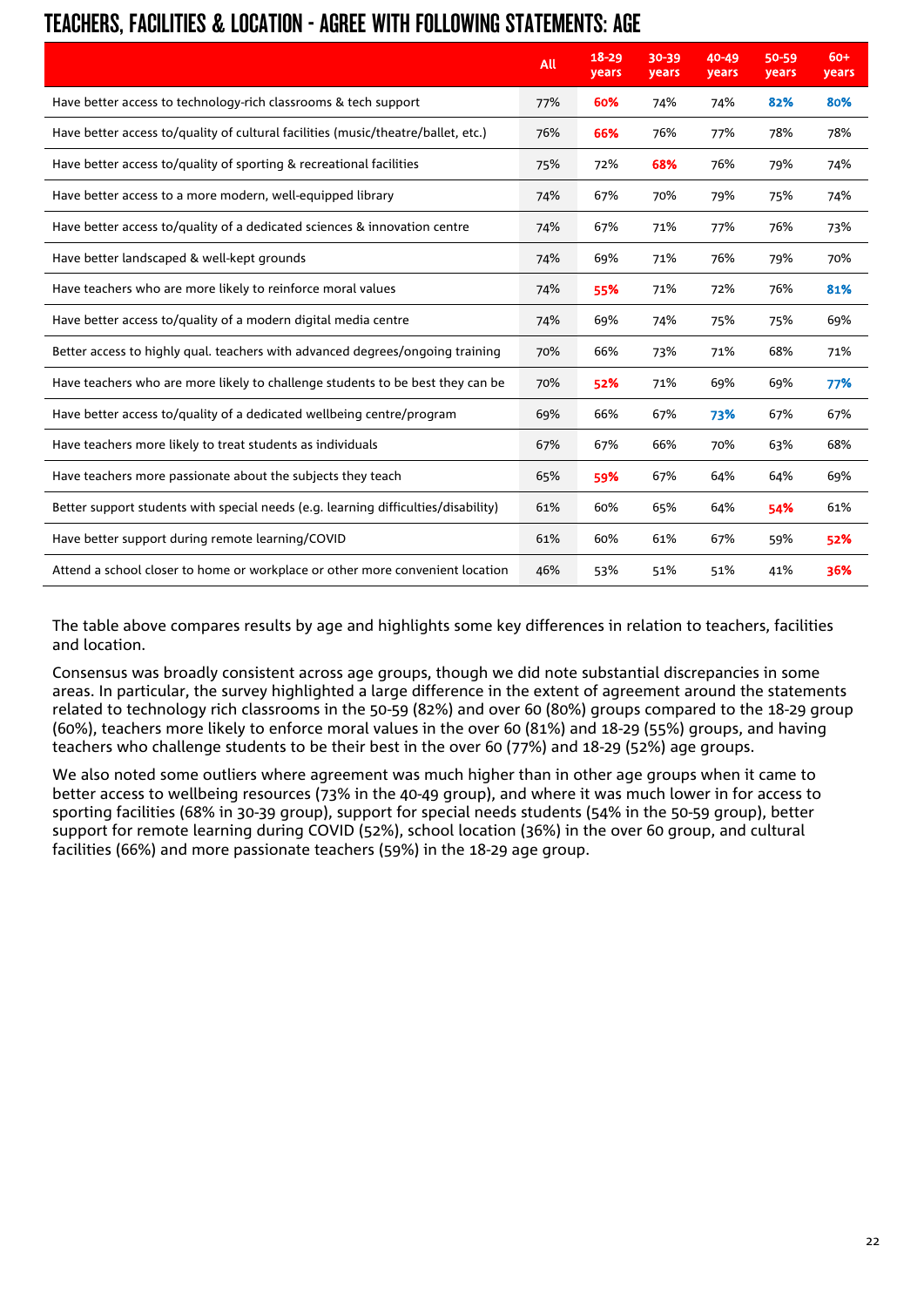# TEACHERS, FACILITIES & LOCATION - AGREE WITH FOLLOWING STATEMENTS: AGE

| | All | 18-29 years | 30-39 years | 40-49 years | 50-59 years | 60+ years |
|---|---|---|---|---|---|---|
| Have better access to technology-rich classrooms & tech support | 77% | **60%** | 74% | 74% | **82%** | **80%** |
| Have better access to/quality of cultural facilities (music/theatre/ballet, etc.) | 76% | **66%** | 76% | 77% | 78% | 78% |
| Have better access to/quality of sporting & recreational facilities | 75% | 72% | **68%** | 76% | 79% | 74% |
| Have better access to a more modern, well-equipped library | 74% | 67% | 70% | 79% | 75% | 74% |
| Have better access to/quality of a dedicated sciences & innovation centre | 74% | 67% | 71% | 77% | 76% | 73% |
| Have better landscaped & well-kept grounds | 74% | 69% | 71% | 76% | 79% | 70% |
| Have teachers who are more likely to reinforce moral values | 74% | **55%** | 71% | 72% | 76% | **81%** |
| Have better access to/quality of a modern digital media centre | 74% | 69% | 74% | 75% | 75% | 69% |
| Better access to highly qual. teachers with advanced degrees/ongoing training | 70% | 66% | 73% | 71% | 68% | 71% |
| Have teachers who are more likely to challenge students to be best they can be | 70% | **52%** | 71% | 69% | 69% | **77%** |
| Have better access to/quality of a dedicated wellbeing centre/program | 69% | 66% | 67% | **73%** | 67% | 67% |
| Have teachers more likely to treat students as individuals | 67% | 67% | 66% | 70% | 63% | 68% |
| Have teachers more passionate about the subjects they teach | 65% | **59%** | 67% | 64% | 64% | 69% |
| Better support students with special needs (e.g. learning difficulties/disability) | 61% | 60% | 65% | 64% | **54%** | 61% |
| Have better support during remote learning/COVID | 61% | 60% | 61% | 67% | 59% | **52%** |
| Attend a school closer to home or workplace or other more convenient location | 46% | 53% | 51% | 51% | 41% | **36%** |

The table above compares results by age and highlights some key differences in relation to teachers, facilities and location.

Consensus was broadly consistent across age groups, though we did note substantial discrepancies in some areas. In particular, the survey highlighted a large difference in the extent of agreement around the statements related to technology rich classrooms in the 50-59 (82%) and over 60 (80%) groups compared to the 18-29 group (60%), teachers more likely to enforce moral values in the over 60 (81%) and 18-29 (55%) groups, and having teachers who challenge students to be their best in the over 60 (77%) and 18-29 (52%) age groups.

We also noted some outliers where agreement was much higher than in other age groups when it came to better access to wellbeing resources (73% in the 40-49 group), and where it was much lower in for access to sporting facilities (68% in 30-39 group), support for special needs students (54% in the 50-59 group), better support for remote learning during COVID (52%), school location (36%) in the over 60 group, and cultural facilities (66%) and more passionate teachers (59%) in the 18-29 age group.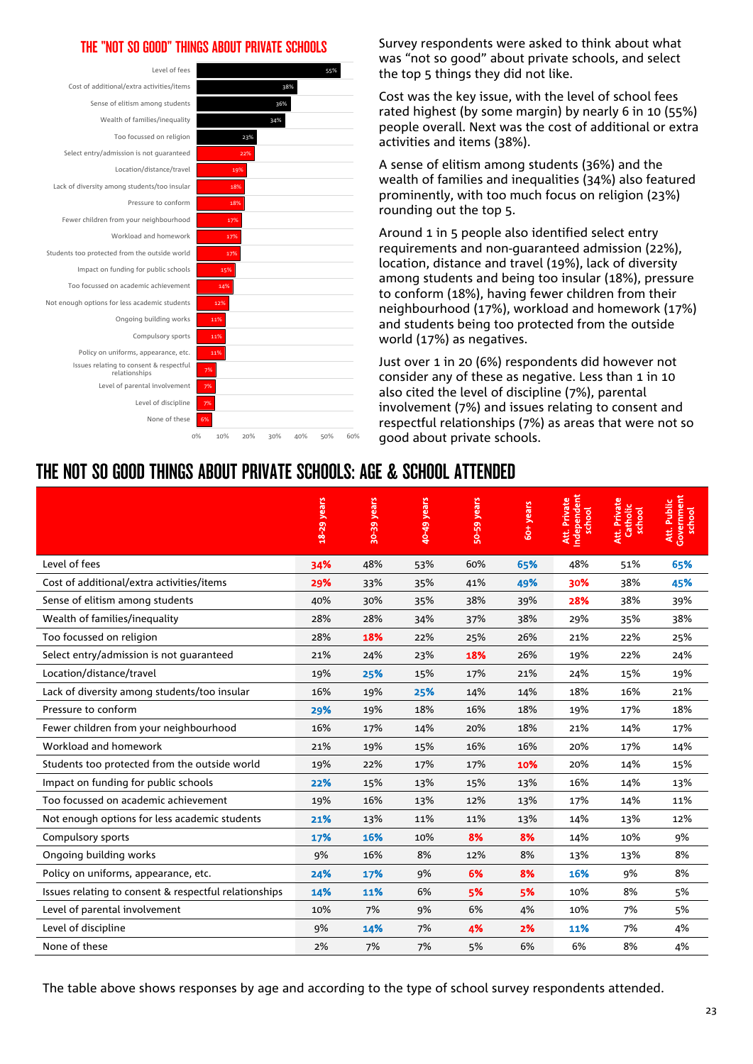## THE "NOT SO GOOD" THINGS ABOUT PRIVATE SCHOOLS

| Item | % |
|---|---|
| Level of fees | 55% |
| Cost of additional/extra activities/items | 38% |
| Sense of elitism among students | 36% |
| Wealth of families/inequality | 34% |
| Too focussed on religion | 23% |
| Select entry/admission is not guaranteed | 22% |
| Location/distance/travel | 19% |
| Lack of diversity among students/too insular | 18% |
| Pressure to conform | 18% |
| Fewer children from your neighbourhood | 17% |
| Workload and homework | 17% |
| Students too protected from the outside world | 17% |
| Impact on funding for public schools | 15% |
| Too focussed on academic achievement | 14% |
| Not enough options for less academic students | 12% |
| Ongoing building works | 11% |
| Compulsory sports | 11% |
| Policy on uniforms, appearance, etc. | 11% |
| Issues relating to consent & respectful relationships | 7% |
| Level of parental involvement | 7% |
| Level of discipline | 7% |
| None of these | 6% |

Survey respondents were asked to think about what was "not so good" about private schools, and select the top 5 things they did not like.

Cost was the key issue, with the level of school fees rated highest (by some margin) by nearly 6 in 10 (55%) people overall. Next was the cost of additional or extra activities and items (38%).

A sense of elitism among students (36%) and the wealth of families and inequalities (34%) also featured prominently, with too much focus on religion (23%) rounding out the top 5.

Around 1 in 5 people also identified select entry requirements and non-guaranteed admission (22%), location, distance and travel (19%), lack of diversity among students and being too insular (18%), pressure to conform (18%), having fewer children from their neighbourhood (17%), workload and homework (17%) and students being too protected from the outside world (17%) as negatives.

Just over 1 in 20 (6%) respondents did however not consider any of these as negative. Less than 1 in 10 also cited the level of discipline (7%), parental involvement (7%) and issues relating to consent and respectful relationships (7%) as areas that were not so good about private schools.

## THE NOT SO GOOD THINGS ABOUT PRIVATE SCHOOLS: AGE & SCHOOL ATTENDED

| | 18-29 years | 30-39 years | 40-49 years | 50-59 years | 60+ years | Att. Private Independent school | Att. Private Catholic school | Att. Public Government school |
|---|---|---|---|---|---|---|---|---|
| Level of fees | **34%** | 48% | 53% | 60% | **65%** | 48% | 51% | **65%** |
| Cost of additional/extra activities/items | **29%** | 33% | 35% | 41% | **49%** | **30%** | 38% | **45%** |
| Sense of elitism among students | 40% | 30% | 35% | 38% | 39% | **28%** | 38% | 39% |
| Wealth of families/inequality | 28% | 28% | 34% | 37% | 38% | 29% | 35% | 38% |
| Too focussed on religion | 28% | **18%** | 22% | 25% | 26% | 21% | 22% | 25% |
| Select entry/admission is not guaranteed | 21% | 24% | 23% | **18%** | 26% | 19% | 22% | 24% |
| Location/distance/travel | 19% | **25%** | 15% | 17% | 21% | 24% | 15% | 19% |
| Lack of diversity among students/too insular | 16% | 19% | **25%** | 14% | 14% | 18% | 16% | 21% |
| Pressure to conform | **29%** | 19% | 18% | 16% | 18% | 19% | 17% | 18% |
| Fewer children from your neighbourhood | 16% | 17% | 14% | 20% | 18% | 21% | 14% | 17% |
| Workload and homework | 21% | 19% | 15% | 16% | 16% | 20% | 17% | 14% |
| Students too protected from the outside world | 19% | 22% | 17% | 17% | **10%** | 20% | 14% | 15% |
| Impact on funding for public schools | **22%** | 15% | 13% | 15% | 13% | 16% | 14% | 13% |
| Too focussed on academic achievement | 19% | 16% | 13% | 12% | 13% | 17% | 14% | 11% |
| Not enough options for less academic students | **21%** | 13% | 11% | 11% | 13% | 14% | 13% | 12% |
| Compulsory sports | **17%** | **16%** | 10% | **8%** | **8%** | 14% | 10% | 9% |
| Ongoing building works | 9% | 16% | 8% | 12% | 8% | 13% | 13% | 8% |
| Policy on uniforms, appearance, etc. | **24%** | **17%** | 9% | **6%** | **8%** | **16%** | 9% | 8% |
| Issues relating to consent & respectful relationships | **14%** | **11%** | 6% | **5%** | **5%** | 10% | 8% | 5% |
| Level of parental involvement | 10% | 7% | 9% | 6% | 4% | 10% | 7% | 5% |
| Level of discipline | 9% | **14%** | 7% | **4%** | **2%** | **11%** | 7% | 4% |
| None of these | 2% | 7% | 7% | 5% | 6% | 6% | 8% | 4% |

The table above shows responses by age and according to the type of school survey respondents attended.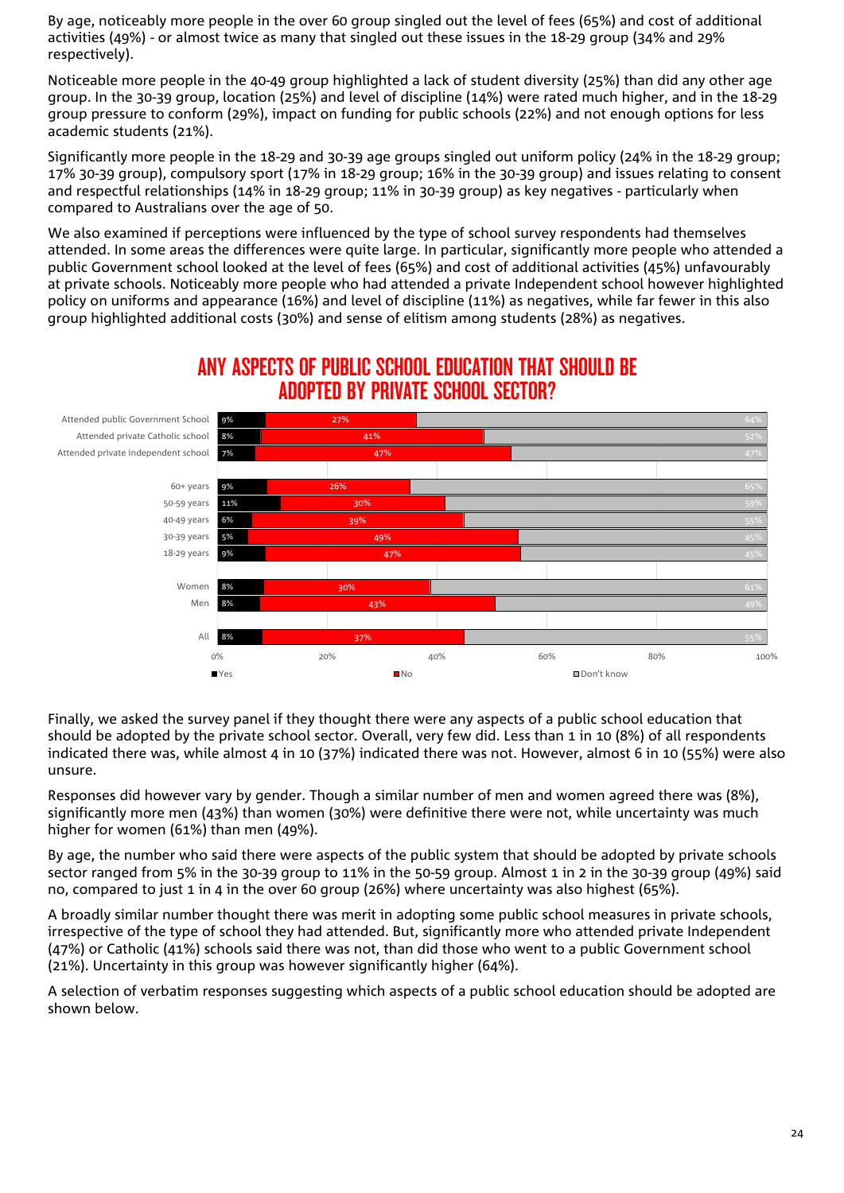By age, noticeably more people in the over 60 group singled out the level of fees (65%) and cost of additional activities (49%) - or almost twice as many that singled out these issues in the 18-29 group (34% and 29% respectively).

Noticeable more people in the 40-49 group highlighted a lack of student diversity (25%) than did any other age group. In the 30-39 group, location (25%) and level of discipline (14%) were rated much higher, and in the 18-29 group pressure to conform (29%), impact on funding for public schools (22%) and not enough options for less academic students (21%).

Significantly more people in the 18-29 and 30-39 age groups singled out uniform policy (24% in the 18-29 group; 17% 30-39 group), compulsory sport (17% in 18-29 group; 16% in the 30-39 group) and issues relating to consent and respectful relationships (14% in 18-29 group; 11% in 30-39 group) as key negatives - particularly when compared to Australians over the age of 50.

We also examined if perceptions were influenced by the type of school survey respondents had themselves attended. In some areas the differences were quite large. In particular, significantly more people who attended a public Government school looked at the level of fees (65%) and cost of additional activities (45%) unfavourably at private schools. Noticeably more people who had attended a private Independent school however highlighted policy on uniforms and appearance (16%) and level of discipline (11%) as negatives, while far fewer in this also group highlighted additional costs (30%) and sense of elitism among students (28%) as negatives.

## ANY ASPECTS OF PUBLIC SCHOOL EDUCATION THAT SHOULD BE ADOPTED BY PRIVATE SCHOOL SECTOR?

| | Yes | No | Don't know |
|---|---|---|---|
| Attended public Government School | 9% | 27% | 64% |
| Attended private Catholic school | 8% | 41% | 52% |
| Attended private independent school | 7% | 47% | 47% |
| 60+ years | 9% | 26% | 65% |
| 50-59 years | 11% | 30% | 59% |
| 40-49 years | 6% | 39% | 55% |
| 30-39 years | 5% | 49% | 45% |
| 18-29 years | 9% | 47% | 45% |
| Women | 8% | 30% | 61% |
| Men | 8% | 43% | 49% |
| All | 8% | 37% | 55% |

Finally, we asked the survey panel if they thought there were any aspects of a public school education that should be adopted by the private school sector. Overall, very few did. Less than 1 in 10 (8%) of all respondents indicated there was, while almost 4 in 10 (37%) indicated there was not. However, almost 6 in 10 (55%) were also unsure.

Responses did however vary by gender. Though a similar number of men and women agreed there was (8%), significantly more men (43%) than women (30%) were definitive there were not, while uncertainty was much higher for women (61%) than men (49%).

By age, the number who said there were aspects of the public system that should be adopted by private schools sector ranged from 5% in the 30-39 group to 11% in the 50-59 group. Almost 1 in 2 in the 30-39 group (49%) said no, compared to just 1 in 4 in the over 60 group (26%) where uncertainty was also highest (65%).

A broadly similar number thought there was merit in adopting some public school measures in private schools, irrespective of the type of school they had attended. But, significantly more who attended private Independent (47%) or Catholic (41%) schools said there was not, than did those who went to a public Government school (21%). Uncertainty in this group was however significantly higher (64%).

A selection of verbatim responses suggesting which aspects of a public school education should be adopted are shown below.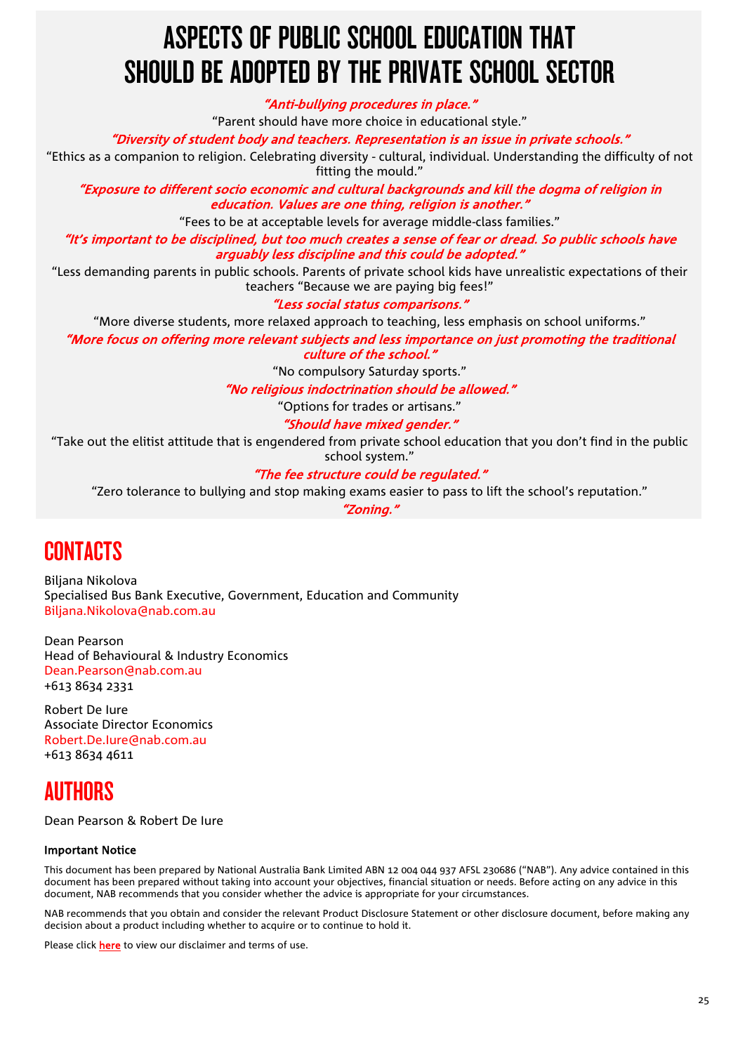# ASPECTS OF PUBLIC SCHOOL EDUCATION THAT SHOULD BE ADOPTED BY THE PRIVATE SCHOOL SECTOR

***"Anti-bullying procedures in place."***

"Parent should have more choice in educational style."

***"Diversity of student body and teachers. Representation is an issue in private schools."***

"Ethics as a companion to religion. Celebrating diversity - cultural, individual. Understanding the difficulty of not fitting the mould."

***"Exposure to different socio economic and cultural backgrounds and kill the dogma of religion in education. Values are one thing, religion is another."***

"Fees to be at acceptable levels for average middle-class families."

***"It's important to be disciplined, but too much creates a sense of fear or dread. So public schools have arguably less discipline and this could be adopted."***

"Less demanding parents in public schools. Parents of private school kids have unrealistic expectations of their teachers "Because we are paying big fees!"

***"Less social status comparisons."***

"More diverse students, more relaxed approach to teaching, less emphasis on school uniforms."

***"More focus on offering more relevant subjects and less importance on just promoting the traditional culture of the school."***

"No compulsory Saturday sports."

***"No religious indoctrination should be allowed."***

"Options for trades or artisans."

***"Should have mixed gender."***

"Take out the elitist attitude that is engendered from private school education that you don't find in the public school system."

***"The fee structure could be regulated."***

"Zero tolerance to bullying and stop making exams easier to pass to lift the school's reputation."

***"Zoning."***

## CONTACTS

Biljana Nikolova
Specialised Bus Bank Executive, Government, Education and Community
Biljana.Nikolova@nab.com.au

Dean Pearson
Head of Behavioural & Industry Economics
Dean.Pearson@nab.com.au
+613 8634 2331

Robert De Iure
Associate Director Economics
Robert.De.Iure@nab.com.au
+613 8634 4611

## AUTHORS

Dean Pearson & Robert De Iure

**Important Notice**

This document has been prepared by National Australia Bank Limited ABN 12 004 044 937 AFSL 230686 ("NAB"). Any advice contained in this document has been prepared without taking into account your objectives, financial situation or needs. Before acting on any advice in this document, NAB recommends that you consider whether the advice is appropriate for your circumstances.

NAB recommends that you obtain and consider the relevant Product Disclosure Statement or other disclosure document, before making any decision about a product including whether to acquire or to continue to hold it.

Please click **here** to view our disclaimer and terms of use.